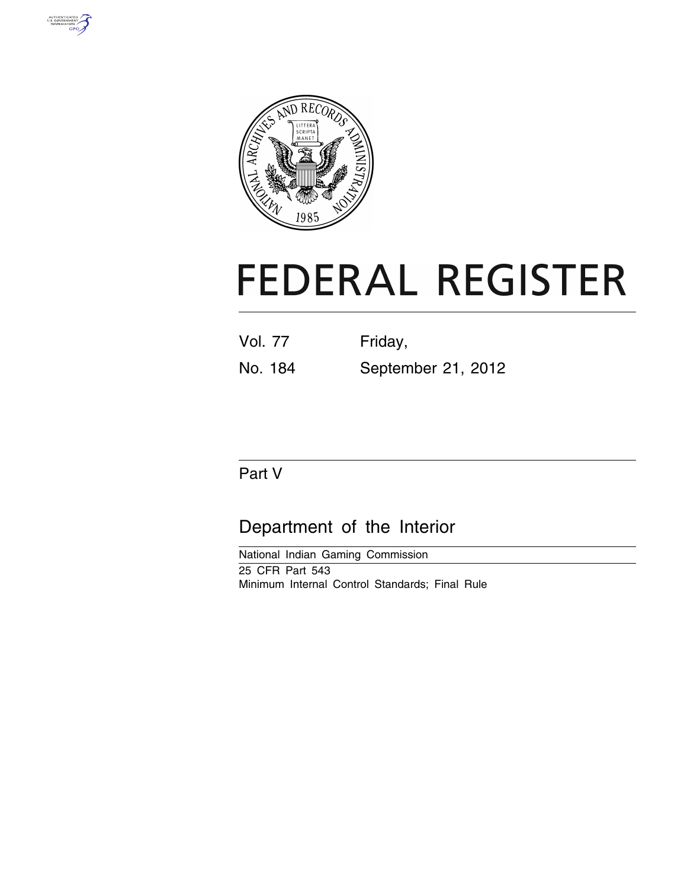# FEDERAL REGISTER

Vol. 77 Friday,

No. 184 September 21, 2012

## Part V

## Department of the Interior

National Indian Gaming Commission

25 CFR Part 543

Minimum Internal Control Standards; Final Rule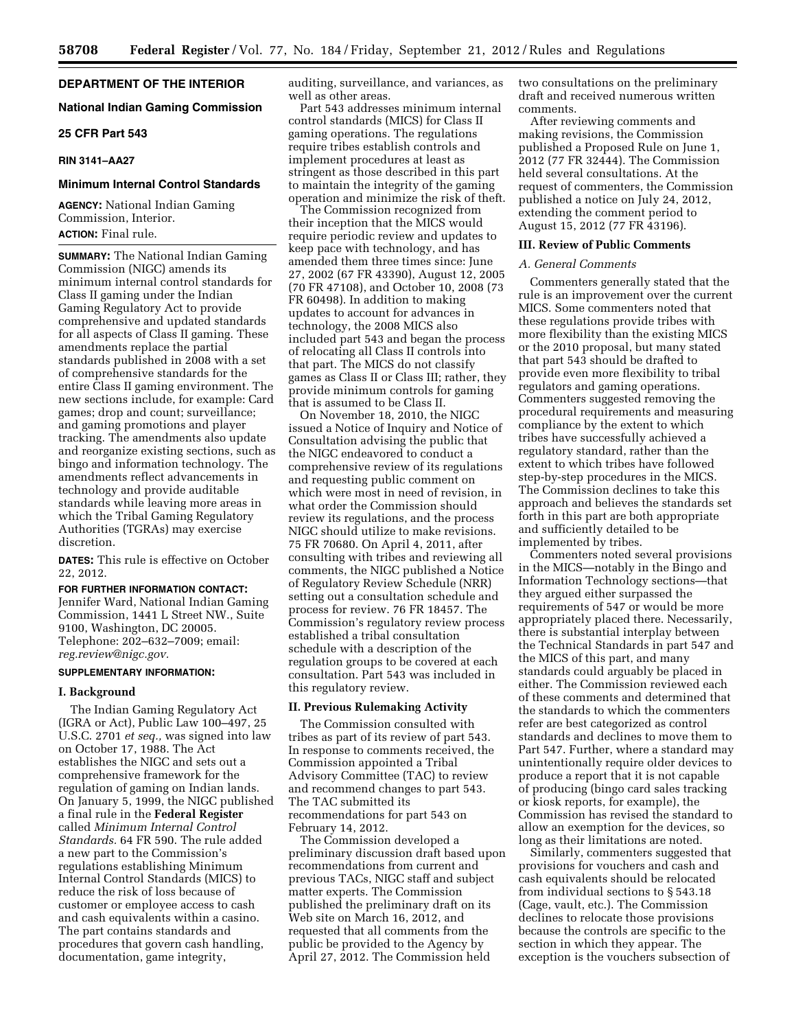**DEPARTMENT OF THE INTERIOR**

**National Indian Gaming Commission**

**25 CFR Part 543**

**RIN 3141–AA27**

**Minimum Internal Control Standards**

**AGENCY:** National Indian Gaming Commission, Interior.

**ACTION:** Final rule.

**SUMMARY:** The National Indian Gaming Commission (NIGC) amends its minimum internal control standards for Class II gaming under the Indian Gaming Regulatory Act to provide comprehensive and updated standards for all aspects of Class II gaming. These amendments replace the partial standards published in 2008 with a set of comprehensive standards for the entire Class II gaming environment. The new sections include, for example: Card games; drop and count; surveillance; and gaming promotions and player tracking. The amendments also update and reorganize existing sections, such as bingo and information technology. The amendments reflect advancements in technology and provide auditable standards while leaving more areas in which the Tribal Gaming Regulatory Authorities (TGRAs) may exercise discretion.

**DATES:** This rule is effective on October 22, 2012.

**FOR FURTHER INFORMATION CONTACT:** Jennifer Ward, National Indian Gaming Commission, 1441 L Street NW., Suite 9100, Washington, DC 20005. Telephone: 202–632–7009; email: *reg.review@nigc.gov.*

**SUPPLEMENTARY INFORMATION:**

## I. Background

The Indian Gaming Regulatory Act (IGRA or Act), Public Law 100–497, 25 U.S.C. 2701 *et seq.,* was signed into law on October 17, 1988. The Act establishes the NIGC and sets out a comprehensive framework for the regulation of gaming on Indian lands. On January 5, 1999, the NIGC published a final rule in the **Federal Register** called *Minimum Internal Control Standards.* 64 FR 590. The rule added a new part to the Commission's regulations establishing Minimum Internal Control Standards (MICS) to reduce the risk of loss because of customer or employee access to cash and cash equivalents within a casino. The part contains standards and procedures that govern cash handling, documentation, game integrity, auditing, surveillance, and variances, as well as other areas.

Part 543 addresses minimum internal control standards (MICS) for Class II gaming operations. The regulations require tribes establish controls and implement procedures at least as stringent as those described in this part to maintain the integrity of the gaming operation and minimize the risk of theft.

The Commission recognized from their inception that the MICS would require periodic review and updates to keep pace with technology, and has amended them three times since: June 27, 2002 (67 FR 43390), August 12, 2005 (70 FR 47108), and October 10, 2008 (73 FR 60498). In addition to making updates to account for advances in technology, the 2008 MICS also included part 543 and began the process of relocating all Class II controls into that part. The MICS do not classify games as Class II or Class III; rather, they provide minimum controls for gaming that is assumed to be Class II.

On November 18, 2010, the NIGC issued a Notice of Inquiry and Notice of Consultation advising the public that the NIGC endeavored to conduct a comprehensive review of its regulations and requesting public comment on which were most in need of revision, in what order the Commission should review its regulations, and the process NIGC should utilize to make revisions. 75 FR 70680. On April 4, 2011, after consulting with tribes and reviewing all comments, the NIGC published a Notice of Regulatory Review Schedule (NRR) setting out a consultation schedule and process for review. 76 FR 18457. The Commission's regulatory review process established a tribal consultation schedule with a description of the regulation groups to be covered at each consultation. Part 543 was included in this regulatory review.

## II. Previous Rulemaking Activity

The Commission consulted with tribes as part of its review of part 543. In response to comments received, the Commission appointed a Tribal Advisory Committee (TAC) to review and recommend changes to part 543. The TAC submitted its recommendations for part 543 on February 14, 2012.

The Commission developed a preliminary discussion draft based upon recommendations from current and previous TACs, NIGC staff and subject matter experts. The Commission published the preliminary draft on its Web site on March 16, 2012, and requested that all comments from the public be provided to the Agency by April 27, 2012. The Commission held two consultations on the preliminary draft and received numerous written comments.

After reviewing comments and making revisions, the Commission published a Proposed Rule on June 1, 2012 (77 FR 32444). The Commission held several consultations. At the request of commenters, the Commission published a notice on July 24, 2012, extending the comment period to August 15, 2012 (77 FR 43196).

## III. Review of Public Comments

### *A. General Comments*

Commenters generally stated that the rule is an improvement over the current MICS. Some commenters noted that these regulations provide tribes with more flexibility than the existing MICS or the 2010 proposal, but many stated that part 543 should be drafted to provide even more flexibility to tribal regulators and gaming operations. Commenters suggested removing the procedural requirements and measuring compliance by the extent to which tribes have successfully achieved a regulatory standard, rather than the extent to which tribes have followed step-by-step procedures in the MICS. The Commission declines to take this approach and believes the standards set forth in this part are both appropriate and sufficiently detailed to be implemented by tribes.

Commenters noted several provisions in the MICS—notably in the Bingo and Information Technology sections—that they argued either surpassed the requirements of 547 or would be more appropriately placed there. Necessarily, there is substantial interplay between the Technical Standards in part 547 and the MICS of this part, and many standards could arguably be placed in either. The Commission reviewed each of these comments and determined that the standards to which the commenters refer are best categorized as control standards and declines to move them to Part 547. Further, where a standard may unintentionally require older devices to produce a report that it is not capable of producing (bingo card sales tracking or kiosk reports, for example), the Commission has revised the standard to allow an exemption for the devices, so long as their limitations are noted.

Similarly, commenters suggested that provisions for vouchers and cash and cash equivalents should be relocated from individual sections to § 543.18 (Cage, vault, etc.). The Commission declines to relocate those provisions because the controls are specific to the section in which they appear. The exception is the vouchers subsection of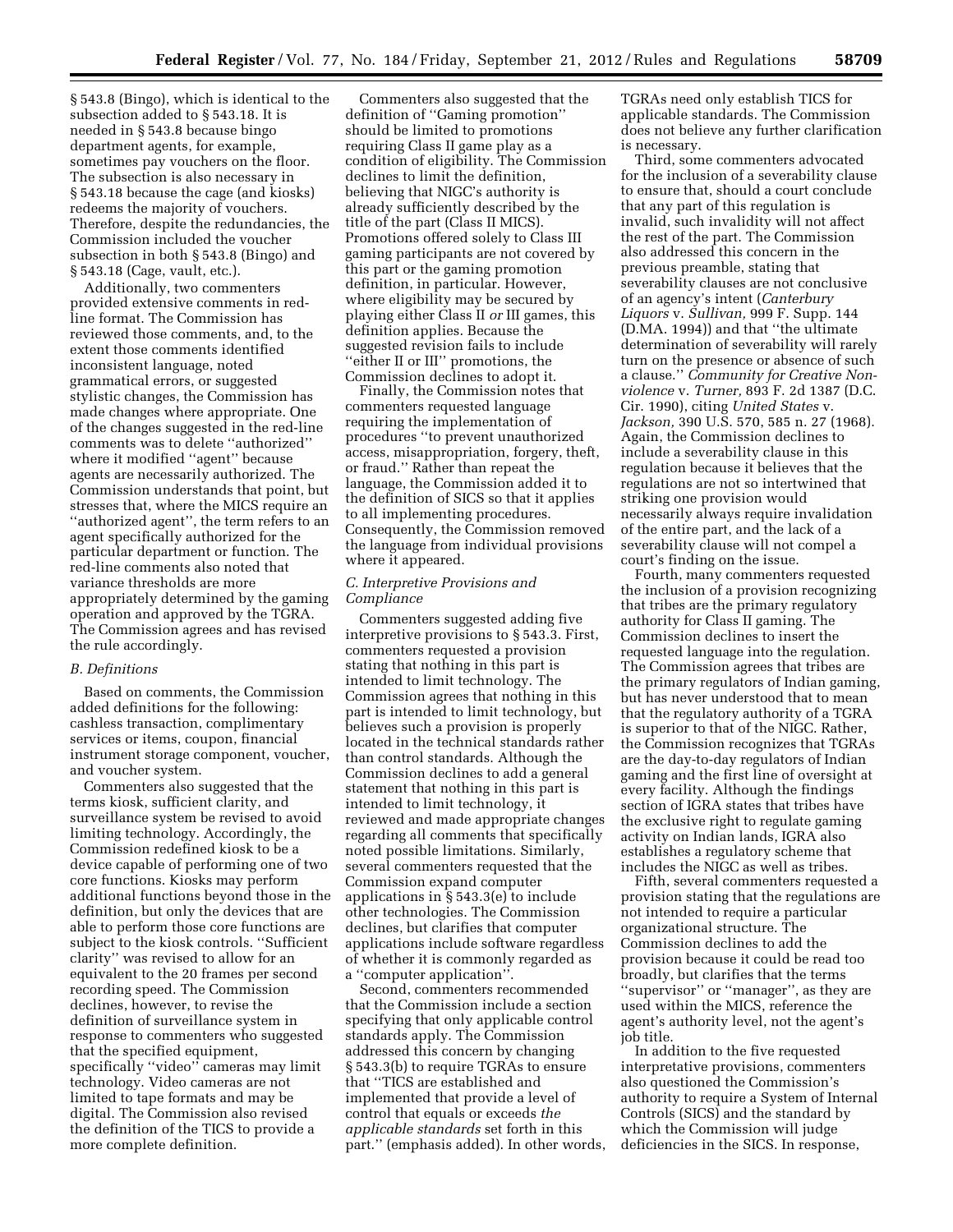§ 543.8 (Bingo), which is identical to the subsection added to § 543.18. It is needed in § 543.8 because bingo department agents, for example, sometimes pay vouchers on the floor. The subsection is also necessary in § 543.18 because the cage (and kiosks) redeems the majority of vouchers. Therefore, despite the redundancies, the Commission included the voucher subsection in both § 543.8 (Bingo) and § 543.18 (Cage, vault, etc.).

Additionally, two commenters provided extensive comments in red-line format. The Commission has reviewed those comments, and, to the extent those comments identified inconsistent language, noted grammatical errors, or suggested stylistic changes, the Commission has made changes where appropriate. One of the changes suggested in the red-line comments was to delete ''authorized'' where it modified ''agent'' because agents are necessarily authorized. The Commission understands that point, but stresses that, where the MICS require an ''authorized agent'', the term refers to an agent specifically authorized for the particular department or function. The red-line comments also noted that variance thresholds are more appropriately determined by the gaming operation and approved by the TGRA. The Commission agrees and has revised the rule accordingly.

### *B. Definitions*

Based on comments, the Commission added definitions for the following: cashless transaction, complimentary services or items, coupon, financial instrument storage component, voucher, and voucher system.

Commenters also suggested that the terms kiosk, sufficient clarity, and surveillance system be revised to avoid limiting technology. Accordingly, the Commission redefined kiosk to be a device capable of performing one of two core functions. Kiosks may perform additional functions beyond those in the definition, but only the devices that are able to perform those core functions are subject to the kiosk controls. ''Sufficient clarity'' was revised to allow for an equivalent to the 20 frames per second recording speed. The Commission declines, however, to revise the definition of surveillance system in response to commenters who suggested that the specified equipment, specifically ''video'' cameras may limit technology. Video cameras are not limited to tape formats and may be digital. The Commission also revised the definition of the TICS to provide a more complete definition.

Commenters also suggested that the definition of ''Gaming promotion'' should be limited to promotions requiring Class II game play as a condition of eligibility. The Commission declines to limit the definition, believing that NIGC's authority is already sufficiently described by the title of the part (Class II MICS). Promotions offered solely to Class III gaming participants are not covered by this part or the gaming promotion definition, in particular. However, where eligibility may be secured by playing either Class II *or* III games, this definition applies. Because the suggested revision fails to include ''either II or III'' promotions, the Commission declines to adopt it.

Finally, the Commission notes that commenters requested language requiring the implementation of procedures ''to prevent unauthorized access, misappropriation, forgery, theft, or fraud.'' Rather than repeat the language, the Commission added it to the definition of SICS so that it applies to all implementing procedures. Consequently, the Commission removed the language from individual provisions where it appeared.

### *C. Interpretive Provisions and Compliance*

Commenters suggested adding five interpretive provisions to § 543.3. First, commenters requested a provision stating that nothing in this part is intended to limit technology. The Commission agrees that nothing in this part is intended to limit technology, but believes such a provision is properly located in the technical standards rather than control standards. Although the Commission declines to add a general statement that nothing in this part is intended to limit technology, it reviewed and made appropriate changes regarding all comments that specifically noted possible limitations. Similarly, several commenters requested that the Commission expand computer applications in § 543.3(e) to include other technologies. The Commission declines, but clarifies that computer applications include software regardless of whether it is commonly regarded as a ''computer application''.

Second, commenters recommended that the Commission include a section specifying that only applicable control standards apply. The Commission addressed this concern by changing § 543.3(b) to require TGRAs to ensure that ''TICS are established and implemented that provide a level of control that equals or exceeds *the applicable standards* set forth in this part.'' (emphasis added). In other words, TGRAs need only establish TICS for applicable standards. The Commission does not believe any further clarification is necessary.

Third, some commenters advocated for the inclusion of a severability clause to ensure that, should a court conclude that any part of this regulation is invalid, such invalidity will not affect the rest of the part. The Commission also addressed this concern in the previous preamble, stating that severability clauses are not conclusive of an agency's intent (*Canterbury Liquors* v. *Sullivan,* 999 F. Supp. 144 (D.MA. 1994)) and that ''the ultimate determination of severability will rarely turn on the presence or absence of such a clause.'' *Community for Creative Non-violence* v. *Turner,* 893 F. 2d 1387 (D.C. Cir. 1990), citing *United States* v. *Jackson,* 390 U.S. 570, 585 n. 27 (1968). Again, the Commission declines to include a severability clause in this regulation because it believes that the regulations are not so intertwined that striking one provision would necessarily always require invalidation of the entire part, and the lack of a severability clause will not compel a court's finding on the issue.

Fourth, many commenters requested the inclusion of a provision recognizing that tribes are the primary regulatory authority for Class II gaming. The Commission declines to insert the requested language into the regulation. The Commission agrees that tribes are the primary regulators of Indian gaming, but has never understood that to mean that the regulatory authority of a TGRA is superior to that of the NIGC. Rather, the Commission recognizes that TGRAs are the day-to-day regulators of Indian gaming and the first line of oversight at every facility. Although the findings section of IGRA states that tribes have the exclusive right to regulate gaming activity on Indian lands, IGRA also establishes a regulatory scheme that includes the NIGC as well as tribes.

Fifth, several commenters requested a provision stating that the regulations are not intended to require a particular organizational structure. The Commission declines to add the provision because it could be read too broadly, but clarifies that the terms ''supervisor'' or ''manager'', as they are used within the MICS, reference the agent's authority level, not the agent's job title.

In addition to the five requested interpretative provisions, commenters also questioned the Commission's authority to require a System of Internal Controls (SICS) and the standard by which the Commission will judge deficiencies in the SICS. In response,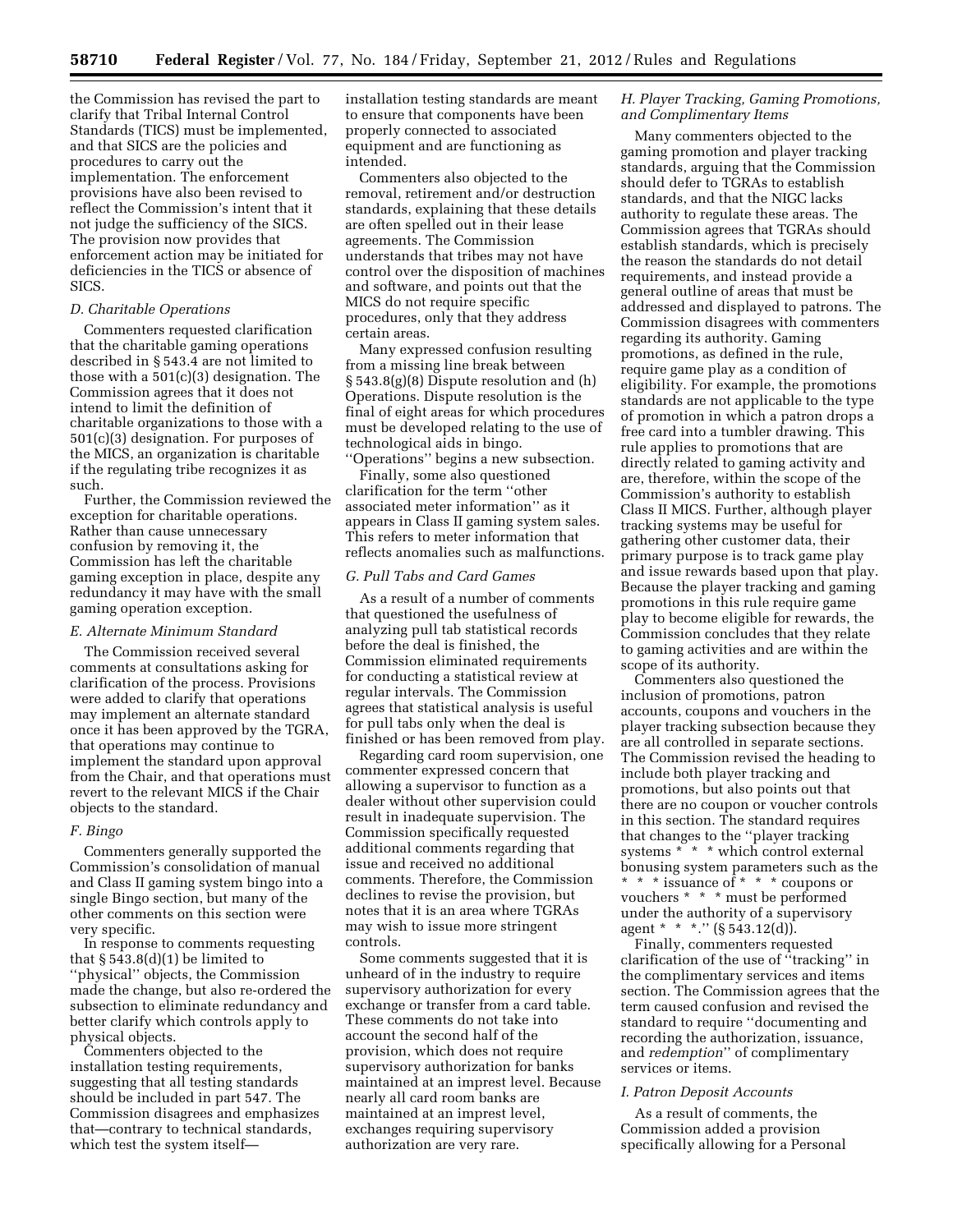the Commission has revised the part to clarify that Tribal Internal Control Standards (TICS) must be implemented, and that SICS are the policies and procedures to carry out the implementation. The enforcement provisions have also been revised to reflect the Commission's intent that it not judge the sufficiency of the SICS. The provision now provides that enforcement action may be initiated for deficiencies in the TICS or absence of SICS.

### *D. Charitable Operations*

Commenters requested clarification that the charitable gaming operations described in § 543.4 are not limited to those with a 501(c)(3) designation. The Commission agrees that it does not intend to limit the definition of charitable organizations to those with a 501(c)(3) designation. For purposes of the MICS, an organization is charitable if the regulating tribe recognizes it as such.

Further, the Commission reviewed the exception for charitable operations. Rather than cause unnecessary confusion by removing it, the Commission has left the charitable gaming exception in place, despite any redundancy it may have with the small gaming operation exception.

### *E. Alternate Minimum Standard*

The Commission received several comments at consultations asking for clarification of the process. Provisions were added to clarify that operations may implement an alternate standard once it has been approved by the TGRA, that operations may continue to implement the standard upon approval from the Chair, and that operations must revert to the relevant MICS if the Chair objects to the standard.

### *F. Bingo*

Commenters generally supported the Commission's consolidation of manual and Class II gaming system bingo into a single Bingo section, but many of the other comments on this section were very specific.

In response to comments requesting that § 543.8(d)(1) be limited to ''physical'' objects, the Commission made the change, but also re-ordered the subsection to eliminate redundancy and better clarify which controls apply to physical objects.

Commenters objected to the installation testing requirements, suggesting that all testing standards should be included in part 547. The Commission disagrees and emphasizes that—contrary to technical standards, which test the system itself—installation testing standards are meant to ensure that components have been properly connected to associated equipment and are functioning as intended.

Commenters also objected to the removal, retirement and/or destruction standards, explaining that these details are often spelled out in their lease agreements. The Commission understands that tribes may not have control over the disposition of machines and software, and points out that the MICS do not require specific procedures, only that they address certain areas.

Many expressed confusion resulting from a missing line break between § 543.8(g)(8) Dispute resolution and (h) Operations. Dispute resolution is the final of eight areas for which procedures must be developed relating to the use of technological aids in bingo. ''Operations'' begins a new subsection.

Finally, some also questioned clarification for the term ''other associated meter information'' as it appears in Class II gaming system sales. This refers to meter information that reflects anomalies such as malfunctions.

### *G. Pull Tabs and Card Games*

As a result of a number of comments that questioned the usefulness of analyzing pull tab statistical records before the deal is finished, the Commission eliminated requirements for conducting a statistical review at regular intervals. The Commission agrees that statistical analysis is useful for pull tabs only when the deal is finished or has been removed from play.

Regarding card room supervision, one commenter expressed concern that allowing a supervisor to function as a dealer without other supervision could result in inadequate supervision. The Commission specifically requested additional comments regarding that issue and received no additional comments. Therefore, the Commission declines to revise the provision, but notes that it is an area where TGRAs may wish to issue more stringent controls.

Some comments suggested that it is unheard of in the industry to require supervisory authorization for every exchange or transfer from a card table. These comments do not take into account the second half of the provision, which does not require supervisory authorization for banks maintained at an imprest level. Because nearly all card room banks are maintained at an imprest level, exchanges requiring supervisory authorization are very rare.

### *H. Player Tracking, Gaming Promotions, and Complimentary Items*

Many commenters objected to the gaming promotion and player tracking standards, arguing that the Commission should defer to TGRAs to establish standards, and that the NIGC lacks authority to regulate these areas. The Commission agrees that TGRAs should establish standards, which is precisely the reason the standards do not detail requirements, and instead provide a general outline of areas that must be addressed and displayed to patrons. The Commission disagrees with commenters regarding its authority. Gaming promotions, as defined in the rule, require game play as a condition of eligibility. For example, the promotions standards are not applicable to the type of promotion in which a patron drops a free card into a tumbler drawing. This rule applies to promotions that are directly related to gaming activity and are, therefore, within the scope of the Commission's authority to establish Class II MICS. Further, although player tracking systems may be useful for gathering other customer data, their primary purpose is to track game play and issue rewards based upon that play. Because the player tracking and gaming promotions in this rule require game play to become eligible for rewards, the Commission concludes that they relate to gaming activities and are within the scope of its authority.

Commenters also questioned the inclusion of promotions, patron accounts, coupons and vouchers in the player tracking subsection because they are all controlled in separate sections. The Commission revised the heading to include both player tracking and promotions, but also points out that there are no coupon or voucher controls in this section. The standard requires that changes to the ''player tracking systems * * * which control external bonusing system parameters such as the * * * issuance of * * * coupons or vouchers * * * must be performed under the authority of a supervisory agent * * *.'' (§ 543.12(d)).

Finally, commenters requested clarification of the use of ''tracking'' in the complimentary services and items section. The Commission agrees that the term caused confusion and revised the standard to require ''documenting and recording the authorization, issuance, and *redemption*'' of complimentary services or items.

### *I. Patron Deposit Accounts*

As a result of comments, the Commission added a provision specifically allowing for a Personal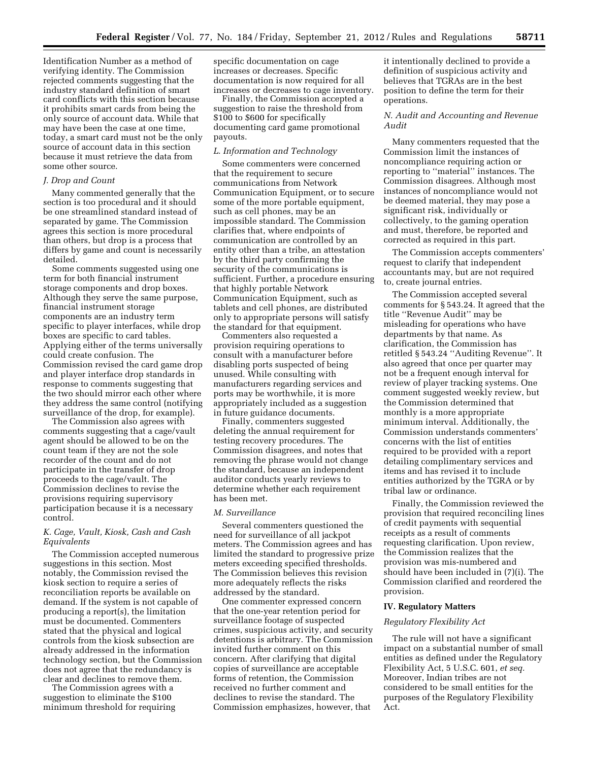Identification Number as a method of verifying identity. The Commission rejected comments suggesting that the industry standard definition of smart card conflicts with this section because it prohibits smart cards from being the only source of account data. While that may have been the case at one time, today, a smart card must not be the only source of account data in this section because it must retrieve the data from some other source.

### *J. Drop and Count*

Many commented generally that the section is too procedural and it should be one streamlined standard instead of separated by game. The Commission agrees this section is more procedural than others, but drop is a process that differs by game and count is necessarily detailed.

Some comments suggested using one term for both financial instrument storage components and drop boxes. Although they serve the same purpose, financial instrument storage components are an industry term specific to player interfaces, while drop boxes are specific to card tables. Applying either of the terms universally could create confusion. The Commission revised the card game drop and player interface drop standards in response to comments suggesting that the two should mirror each other where they address the same control (notifying surveillance of the drop, for example).

The Commission also agrees with comments suggesting that a cage/vault agent should be allowed to be on the count team if they are not the sole recorder of the count and do not participate in the transfer of drop proceeds to the cage/vault. The Commission declines to revise the provisions requiring supervisory participation because it is a necessary control.

### *K. Cage, Vault, Kiosk, Cash and Cash Equivalents*

The Commission accepted numerous suggestions in this section. Most notably, the Commission revised the kiosk section to require a series of reconciliation reports be available on demand. If the system is not capable of producing a report(s), the limitation must be documented. Commenters stated that the physical and logical controls from the kiosk subsection are already addressed in the information technology section, but the Commission does not agree that the redundancy is clear and declines to remove them.

The Commission agrees with a suggestion to eliminate the $100 minimum threshold for requiring specific documentation on cage increases or decreases. Specific documentation is now required for all increases or decreases to cage inventory.

Finally, the Commission accepted a suggestion to raise the threshold from $100 to $600 for specifically documenting card game promotional payouts.

### *L. Information and Technology*

Some commenters were concerned that the requirement to secure communications from Network Communication Equipment, or to secure some of the more portable equipment, such as cell phones, may be an impossible standard. The Commission clarifies that, where endpoints of communication are controlled by an entity other than a tribe, an attestation by the third party confirming the security of the communications is sufficient. Further, a procedure ensuring that highly portable Network Communication Equipment, such as tablets and cell phones, are distributed only to appropriate persons will satisfy the standard for that equipment.

Commenters also requested a provision requiring operations to consult with a manufacturer before disabling ports suspected of being unused. While consulting with manufacturers regarding services and ports may be worthwhile, it is more appropriately included as a suggestion in future guidance documents.

Finally, commenters suggested deleting the annual requirement for testing recovery procedures. The Commission disagrees, and notes that removing the phrase would not change the standard, because an independent auditor conducts yearly reviews to determine whether each requirement has been met.

### *M. Surveillance*

Several commenters questioned the need for surveillance of all jackpot meters. The Commission agrees and has limited the standard to progressive prize meters exceeding specified thresholds. The Commission believes this revision more adequately reflects the risks addressed by the standard.

One commenter expressed concern that the one-year retention period for surveillance footage of suspected crimes, suspicious activity, and security detentions is arbitrary. The Commission invited further comment on this concern. After clarifying that digital copies of surveillance are acceptable forms of retention, the Commission received no further comment and declines to revise the standard. The Commission emphasizes, however, that it intentionally declined to provide a definition of suspicious activity and believes that TGRAs are in the best position to define the term for their operations.

### *N. Audit and Accounting and Revenue Audit*

Many commenters requested that the Commission limit the instances of noncompliance requiring action or reporting to ''material'' instances. The Commission disagrees. Although most instances of noncompliance would not be deemed material, they may pose a significant risk, individually or collectively, to the gaming operation and must, therefore, be reported and corrected as required in this part.

The Commission accepts commenters' request to clarify that independent accountants may, but are not required to, create journal entries.

The Commission accepted several comments for § 543.24. It agreed that the title ''Revenue Audit'' may be misleading for operations who have departments by that name. As clarification, the Commission has retitled § 543.24 ''Auditing Revenue''. It also agreed that once per quarter may not be a frequent enough interval for review of player tracking systems. One comment suggested weekly review, but the Commission determined that monthly is a more appropriate minimum interval. Additionally, the Commission understands commenters' concerns with the list of entities required to be provided with a report detailing complimentary services and items and has revised it to include entities authorized by the TGRA or by tribal law or ordinance.

Finally, the Commission reviewed the provision that required reconciling lines of credit payments with sequential receipts as a result of comments requesting clarification. Upon review, the Commission realizes that the provision was mis-numbered and should have been included in (7)(i). The Commission clarified and reordered the provision.

## IV. Regulatory Matters

### *Regulatory Flexibility Act*

The rule will not have a significant impact on a substantial number of small entities as defined under the Regulatory Flexibility Act, 5 U.S.C. 601, *et seq.* Moreover, Indian tribes are not considered to be small entities for the purposes of the Regulatory Flexibility Act.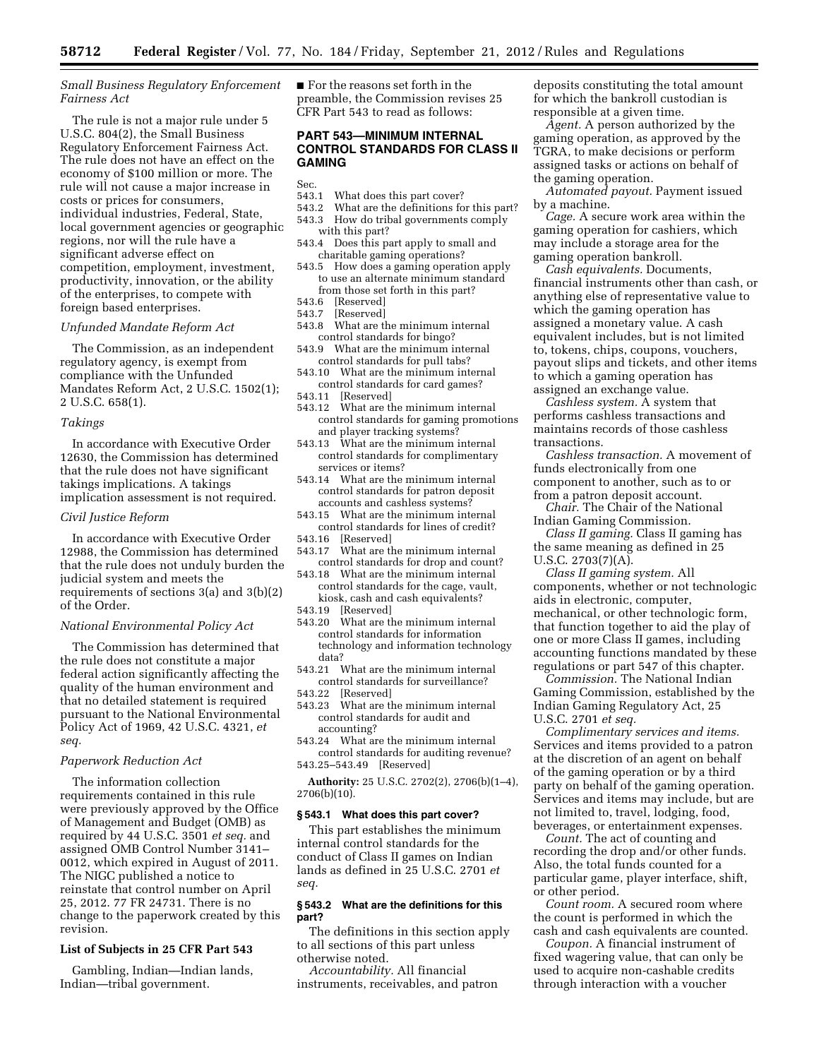*Small Business Regulatory Enforcement Fairness Act*

The rule is not a major rule under 5 U.S.C. 804(2), the Small Business Regulatory Enforcement Fairness Act. The rule does not have an effect on the economy of $100 million or more. The rule will not cause a major increase in costs or prices for consumers, individual industries, Federal, State, local government agencies or geographic regions, nor will the rule have a significant adverse effect on competition, employment, investment, productivity, innovation, or the ability of the enterprises, to compete with foreign based enterprises.

*Unfunded Mandate Reform Act*

The Commission, as an independent regulatory agency, is exempt from compliance with the Unfunded Mandates Reform Act, 2 U.S.C. 1502(1); 2 U.S.C. 658(1).

*Takings*

In accordance with Executive Order 12630, the Commission has determined that the rule does not have significant takings implications. A takings implication assessment is not required.

*Civil Justice Reform*

In accordance with Executive Order 12988, the Commission has determined that the rule does not unduly burden the judicial system and meets the requirements of sections 3(a) and 3(b)(2) of the Order.

*National Environmental Policy Act*

The Commission has determined that the rule does not constitute a major federal action significantly affecting the quality of the human environment and that no detailed statement is required pursuant to the National Environmental Policy Act of 1969, 42 U.S.C. 4321, *et seq.*

*Paperwork Reduction Act*

The information collection requirements contained in this rule were previously approved by the Office of Management and Budget (OMB) as required by 44 U.S.C. 3501 *et seq.* and assigned OMB Control Number 3141–0012, which expired in August of 2011. The NIGC published a notice to reinstate that control number on April 25, 2012. 77 FR 24731. There is no change to the paperwork created by this revision.

**List of Subjects in 25 CFR Part 543**

Gambling, Indian—Indian lands, Indian—tribal government.

■ For the reasons set forth in the preamble, the Commission revises 25 CFR Part 543 to read as follows:

## PART 543—MINIMUM INTERNAL CONTROL STANDARDS FOR CLASS II GAMING

Sec.
543.1 What does this part cover?
543.2 What are the definitions for this part?
543.3 How do tribal governments comply with this part?
543.4 Does this part apply to small and charitable gaming operations?
543.5 How does a gaming operation apply to use an alternate minimum standard from those set forth in this part?
543.6 [Reserved]
543.7 [Reserved]
543.8 What are the minimum internal control standards for bingo?
543.9 What are the minimum internal control standards for pull tabs?
543.10 What are the minimum internal control standards for card games?
543.11 [Reserved]
543.12 What are the minimum internal control standards for gaming promotions and player tracking systems?
543.13 What are the minimum internal control standards for complimentary services or items?
543.14 What are the minimum internal control standards for patron deposit accounts and cashless systems?
543.15 What are the minimum internal control standards for lines of credit?
543.16 [Reserved]
543.17 What are the minimum internal control standards for drop and count?
543.18 What are the minimum internal control standards for the cage, vault, kiosk, cash and cash equivalents?
543.19 [Reserved]
543.20 What are the minimum internal control standards for information technology and information technology data?
543.21 What are the minimum internal control standards for surveillance?
543.22 [Reserved]
543.23 What are the minimum internal control standards for audit and accounting?
543.24 What are the minimum internal control standards for auditing revenue?
543.25–543.49 [Reserved]

**Authority:** 25 U.S.C. 2702(2), 2706(b)(1–4), 2706(b)(10).

### § 543.1 What does this part cover?

This part establishes the minimum internal control standards for the conduct of Class II games on Indian lands as defined in 25 U.S.C. 2701 *et seq.*

### § 543.2 What are the definitions for this part?

The definitions in this section apply to all sections of this part unless otherwise noted.

*Accountability.* All financial instruments, receivables, and patron deposits constituting the total amount for which the bankroll custodian is responsible at a given time.

*Agent.* A person authorized by the gaming operation, as approved by the TGRA, to make decisions or perform assigned tasks or actions on behalf of the gaming operation.

*Automated payout.* Payment issued by a machine.

*Cage.* A secure work area within the gaming operation for cashiers, which may include a storage area for the gaming operation bankroll.

*Cash equivalents.* Documents, financial instruments other than cash, or anything else of representative value to which the gaming operation has assigned a monetary value. A cash equivalent includes, but is not limited to, tokens, chips, coupons, vouchers, payout slips and tickets, and other items to which a gaming operation has assigned an exchange value.

*Cashless system.* A system that performs cashless transactions and maintains records of those cashless transactions.

*Cashless transaction.* A movement of funds electronically from one component to another, such as to or from a patron deposit account.

*Chair.* The Chair of the National Indian Gaming Commission.

*Class II gaming.* Class II gaming has the same meaning as defined in 25 U.S.C. 2703(7)(A).

*Class II gaming system.* All components, whether or not technologic aids in electronic, computer, mechanical, or other technologic form, that function together to aid the play of one or more Class II games, including accounting functions mandated by these regulations or part 547 of this chapter.

*Commission.* The National Indian Gaming Commission, established by the Indian Gaming Regulatory Act, 25 U.S.C. 2701 *et seq.*

*Complimentary services and items.* Services and items provided to a patron at the discretion of an agent on behalf of the gaming operation or by a third party on behalf of the gaming operation. Services and items may include, but are not limited to, travel, lodging, food, beverages, or entertainment expenses.

*Count.* The act of counting and recording the drop and/or other funds. Also, the total funds counted for a particular game, player interface, shift, or other period.

*Count room.* A secured room where the count is performed in which the cash and cash equivalents are counted.

*Coupon.* A financial instrument of fixed wagering value, that can only be used to acquire non-cashable credits through interaction with a voucher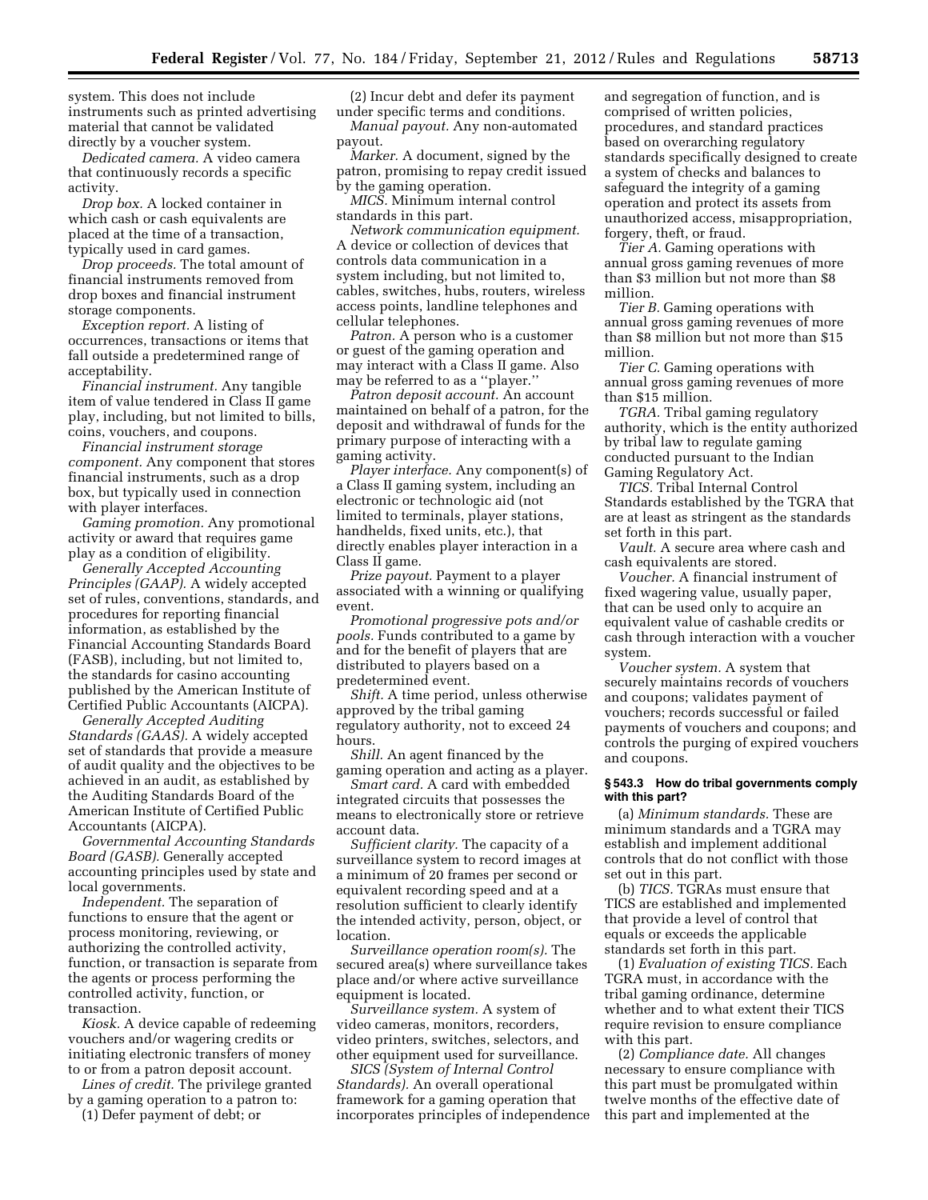system. This does not include instruments such as printed advertising material that cannot be validated directly by a voucher system.

*Dedicated camera.* A video camera that continuously records a specific activity.

*Drop box.* A locked container in which cash or cash equivalents are placed at the time of a transaction, typically used in card games.

*Drop proceeds.* The total amount of financial instruments removed from drop boxes and financial instrument storage components.

*Exception report.* A listing of occurrences, transactions or items that fall outside a predetermined range of acceptability.

*Financial instrument.* Any tangible item of value tendered in Class II game play, including, but not limited to bills, coins, vouchers, and coupons.

*Financial instrument storage component.* Any component that stores financial instruments, such as a drop box, but typically used in connection with player interfaces.

*Gaming promotion.* Any promotional activity or award that requires game play as a condition of eligibility.

*Generally Accepted Accounting Principles (GAAP).* A widely accepted set of rules, conventions, standards, and procedures for reporting financial information, as established by the Financial Accounting Standards Board (FASB), including, but not limited to, the standards for casino accounting published by the American Institute of Certified Public Accountants (AICPA).

*Generally Accepted Auditing Standards (GAAS).* A widely accepted set of standards that provide a measure of audit quality and the objectives to be achieved in an audit, as established by the Auditing Standards Board of the American Institute of Certified Public Accountants (AICPA).

*Governmental Accounting Standards Board (GASB).* Generally accepted accounting principles used by state and local governments.

*Independent.* The separation of functions to ensure that the agent or process monitoring, reviewing, or authorizing the controlled activity, function, or transaction is separate from the agents or process performing the controlled activity, function, or transaction.

*Kiosk.* A device capable of redeeming vouchers and/or wagering credits or initiating electronic transfers of money to or from a patron deposit account.

*Lines of credit.* The privilege granted by a gaming operation to a patron to:

(1) Defer payment of debt; or

(2) Incur debt and defer its payment under specific terms and conditions.

*Manual payout.* Any non-automated payout.

*Marker.* A document, signed by the patron, promising to repay credit issued by the gaming operation.

*MICS.* Minimum internal control standards in this part.

*Network communication equipment.* A device or collection of devices that controls data communication in a system including, but not limited to, cables, switches, hubs, routers, wireless access points, landline telephones and cellular telephones.

*Patron.* A person who is a customer or guest of the gaming operation and may interact with a Class II game. Also may be referred to as a ''player.''

*Patron deposit account.* An account maintained on behalf of a patron, for the deposit and withdrawal of funds for the primary purpose of interacting with a gaming activity.

*Player interface.* Any component(s) of a Class II gaming system, including an electronic or technologic aid (not limited to terminals, player stations, handhelds, fixed units, etc.), that directly enables player interaction in a Class II game.

*Prize payout.* Payment to a player associated with a winning or qualifying event.

*Promotional progressive pots and/or pools.* Funds contributed to a game by and for the benefit of players that are distributed to players based on a predetermined event.

*Shift.* A time period, unless otherwise approved by the tribal gaming regulatory authority, not to exceed 24 hours.

*Shill.* An agent financed by the gaming operation and acting as a player.

*Smart card.* A card with embedded integrated circuits that possesses the means to electronically store or retrieve account data.

*Sufficient clarity.* The capacity of a surveillance system to record images at a minimum of 20 frames per second or equivalent recording speed and at a resolution sufficient to clearly identify the intended activity, person, object, or location.

*Surveillance operation room(s).* The secured area(s) where surveillance takes place and/or where active surveillance equipment is located.

*Surveillance system.* A system of video cameras, monitors, recorders, video printers, switches, selectors, and other equipment used for surveillance.

*SICS (System of Internal Control Standards).* An overall operational framework for a gaming operation that incorporates principles of independence and segregation of function, and is comprised of written policies, procedures, and standard practices based on overarching regulatory standards specifically designed to create a system of checks and balances to safeguard the integrity of a gaming operation and protect its assets from unauthorized access, misappropriation, forgery, theft, or fraud.

*Tier A.* Gaming operations with annual gross gaming revenues of more than \$3 million but not more than \$8 million.

*Tier B.* Gaming operations with annual gross gaming revenues of more than \$8 million but not more than \$15 million.

*Tier C.* Gaming operations with annual gross gaming revenues of more than \$15 million.

*TGRA.* Tribal gaming regulatory authority, which is the entity authorized by tribal law to regulate gaming conducted pursuant to the Indian Gaming Regulatory Act.

*TICS.* Tribal Internal Control Standards established by the TGRA that are at least as stringent as the standards set forth in this part.

*Vault.* A secure area where cash and cash equivalents are stored.

*Voucher.* A financial instrument of fixed wagering value, usually paper, that can be used only to acquire an equivalent value of cashable credits or cash through interaction with a voucher system.

*Voucher system.* A system that securely maintains records of vouchers and coupons; validates payment of vouchers; records successful or failed payments of vouchers and coupons; and controls the purging of expired vouchers and coupons.

### § 543.3 How do tribal governments comply with this part?

(a) *Minimum standards.* These are minimum standards and a TGRA may establish and implement additional controls that do not conflict with those set out in this part.

(b) *TICS.* TGRAs must ensure that TICS are established and implemented that provide a level of control that equals or exceeds the applicable standards set forth in this part.

(1) *Evaluation of existing TICS.* Each TGRA must, in accordance with the tribal gaming ordinance, determine whether and to what extent their TICS require revision to ensure compliance with this part.

(2) *Compliance date.* All changes necessary to ensure compliance with this part must be promulgated within twelve months of the effective date of this part and implemented at the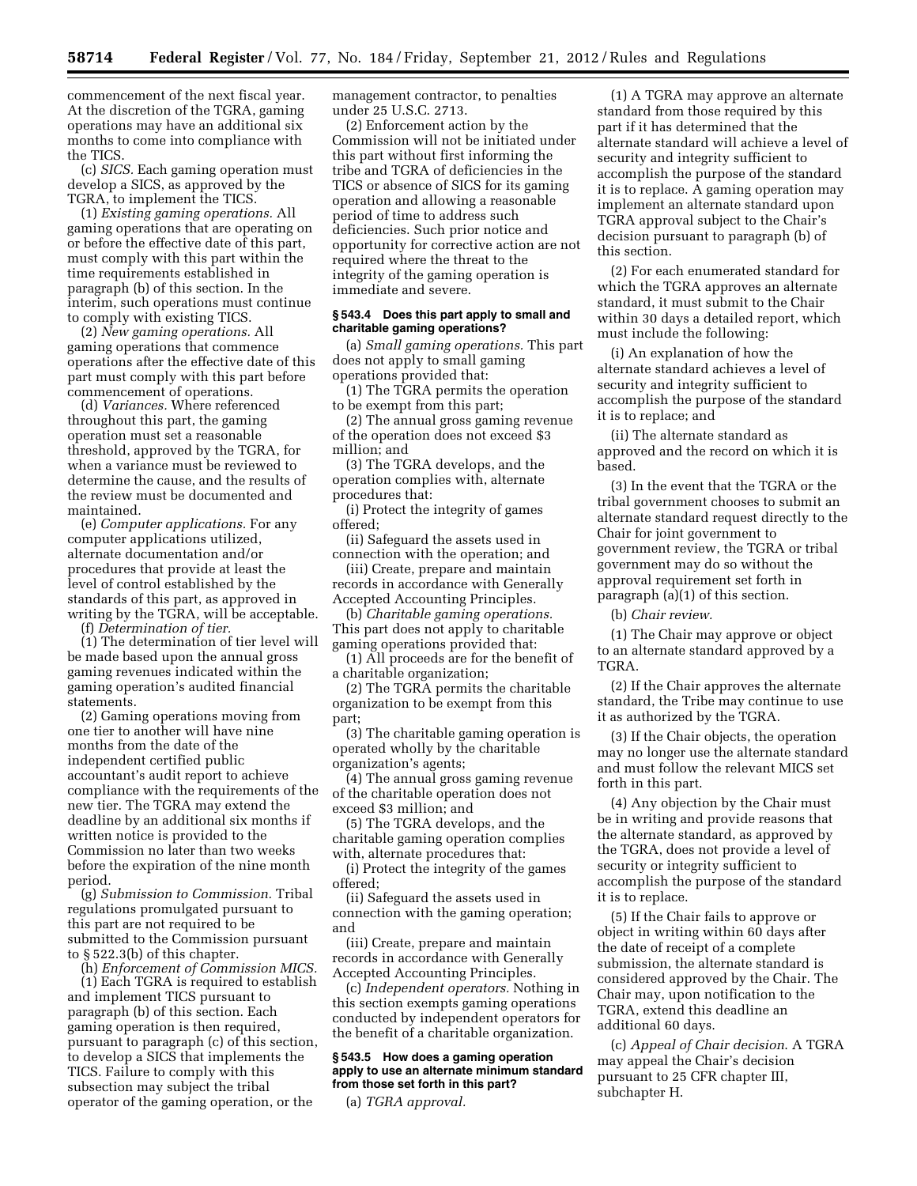commencement of the next fiscal year. At the discretion of the TGRA, gaming operations may have an additional six months to come into compliance with the TICS.

(c) *SICS.* Each gaming operation must develop a SICS, as approved by the TGRA, to implement the TICS.

(1) *Existing gaming operations.* All gaming operations that are operating on or before the effective date of this part, must comply with this part within the time requirements established in paragraph (b) of this section. In the interim, such operations must continue to comply with existing TICS.

(2) *New gaming operations.* All gaming operations that commence operations after the effective date of this part must comply with this part before commencement of operations.

(d) *Variances.* Where referenced throughout this part, the gaming operation must set a reasonable threshold, approved by the TGRA, for when a variance must be reviewed to determine the cause, and the results of the review must be documented and maintained.

(e) *Computer applications.* For any computer applications utilized, alternate documentation and/or procedures that provide at least the level of control established by the standards of this part, as approved in writing by the TGRA, will be acceptable.

(f) *Determination of tier.*

(1) The determination of tier level will be made based upon the annual gross gaming revenues indicated within the gaming operation's audited financial statements.

(2) Gaming operations moving from one tier to another will have nine months from the date of the independent certified public accountant's audit report to achieve compliance with the requirements of the new tier. The TGRA may extend the deadline by an additional six months if written notice is provided to the Commission no later than two weeks before the expiration of the nine month period.

(g) *Submission to Commission.* Tribal regulations promulgated pursuant to this part are not required to be submitted to the Commission pursuant to § 522.3(b) of this chapter.

(h) *Enforcement of Commission MICS.*

(1) Each TGRA is required to establish and implement TICS pursuant to paragraph (b) of this section. Each gaming operation is then required, pursuant to paragraph (c) of this section, to develop a SICS that implements the TICS. Failure to comply with this subsection may subject the tribal operator of the gaming operation, or the management contractor, to penalties under 25 U.S.C. 2713.

(2) Enforcement action by the Commission will not be initiated under this part without first informing the tribe and TGRA of deficiencies in the TICS or absence of SICS for its gaming operation and allowing a reasonable period of time to address such deficiencies. Such prior notice and opportunity for corrective action are not required where the threat to the integrity of the gaming operation is immediate and severe.

### § 543.4 Does this part apply to small and charitable gaming operations?

(a) *Small gaming operations.* This part does not apply to small gaming operations provided that:

(1) The TGRA permits the operation to be exempt from this part;

(2) The annual gross gaming revenue of the operation does not exceed $3 million; and

(3) The TGRA develops, and the operation complies with, alternate procedures that:

(i) Protect the integrity of games offered;

(ii) Safeguard the assets used in connection with the operation; and

(iii) Create, prepare and maintain records in accordance with Generally Accepted Accounting Principles.

(b) *Charitable gaming operations.* This part does not apply to charitable gaming operations provided that:

(1) All proceeds are for the benefit of a charitable organization;

(2) The TGRA permits the charitable organization to be exempt from this part;

(3) The charitable gaming operation is operated wholly by the charitable organization's agents;

(4) The annual gross gaming revenue of the charitable operation does not exceed $3 million; and

(5) The TGRA develops, and the charitable gaming operation complies with, alternate procedures that:

(i) Protect the integrity of the games offered;

(ii) Safeguard the assets used in connection with the gaming operation; and

(iii) Create, prepare and maintain records in accordance with Generally Accepted Accounting Principles.

(c) *Independent operators.* Nothing in this section exempts gaming operations conducted by independent operators for the benefit of a charitable organization.

### § 543.5 How does a gaming operation apply to use an alternate minimum standard from those set forth in this part?

(a) *TGRA approval.*

(1) A TGRA may approve an alternate standard from those required by this part if it has determined that the alternate standard will achieve a level of security and integrity sufficient to accomplish the purpose of the standard it is to replace. A gaming operation may implement an alternate standard upon TGRA approval subject to the Chair's decision pursuant to paragraph (b) of this section.

(2) For each enumerated standard for which the TGRA approves an alternate standard, it must submit to the Chair within 30 days a detailed report, which must include the following:

(i) An explanation of how the alternate standard achieves a level of security and integrity sufficient to accomplish the purpose of the standard it is to replace; and

(ii) The alternate standard as approved and the record on which it is based.

(3) In the event that the TGRA or the tribal government chooses to submit an alternate standard request directly to the Chair for joint government to government review, the TGRA or tribal government may do so without the approval requirement set forth in paragraph (a)(1) of this section.

(b) *Chair review.*

(1) The Chair may approve or object to an alternate standard approved by a TGRA.

(2) If the Chair approves the alternate standard, the Tribe may continue to use it as authorized by the TGRA.

(3) If the Chair objects, the operation may no longer use the alternate standard and must follow the relevant MICS set forth in this part.

(4) Any objection by the Chair must be in writing and provide reasons that the alternate standard, as approved by the TGRA, does not provide a level of security or integrity sufficient to accomplish the purpose of the standard it is to replace.

(5) If the Chair fails to approve or object in writing within 60 days after the date of receipt of a complete submission, the alternate standard is considered approved by the Chair. The Chair may, upon notification to the TGRA, extend this deadline an additional 60 days.

(c) *Appeal of Chair decision.* A TGRA may appeal the Chair's decision pursuant to 25 CFR chapter III, subchapter H.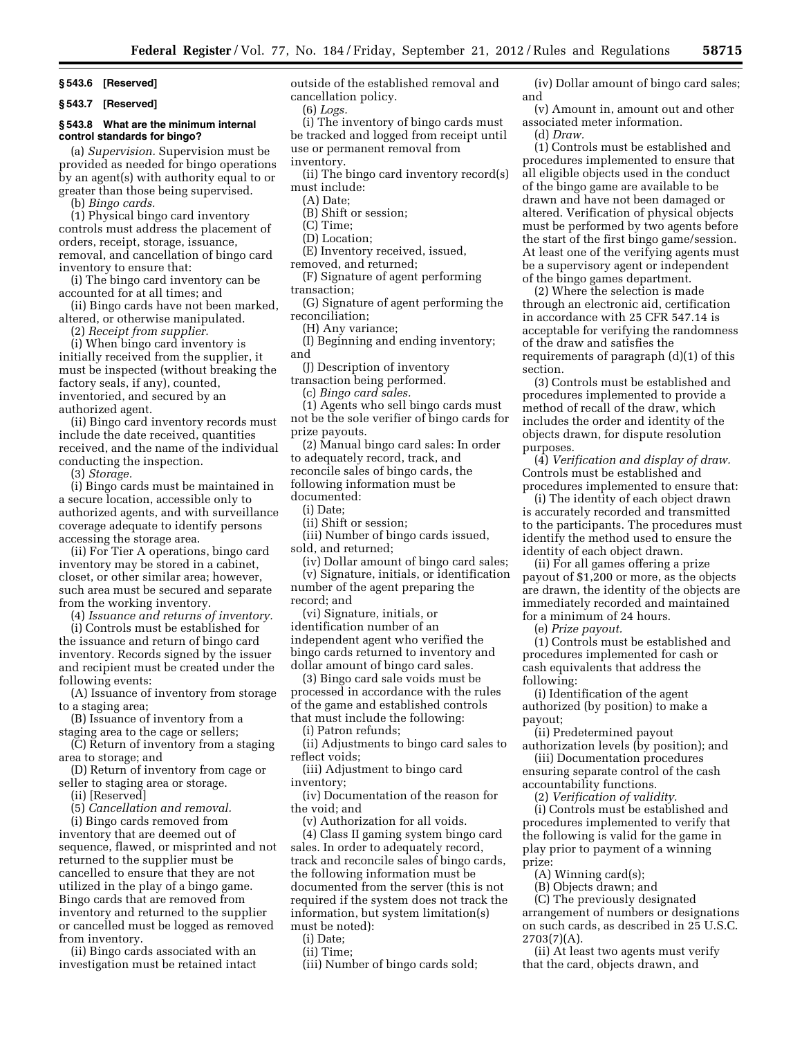### § 543.6 [Reserved]

### § 543.7 [Reserved]

### § 543.8 What are the minimum internal control standards for bingo?

(a) *Supervision.* Supervision must be provided as needed for bingo operations by an agent(s) with authority equal to or greater than those being supervised.

(b) *Bingo cards.*

(1) Physical bingo card inventory controls must address the placement of orders, receipt, storage, issuance, removal, and cancellation of bingo card inventory to ensure that:

(i) The bingo card inventory can be accounted for at all times; and

(ii) Bingo cards have not been marked, altered, or otherwise manipulated.

(2) *Receipt from supplier.*

(i) When bingo card inventory is initially received from the supplier, it must be inspected (without breaking the factory seals, if any), counted, inventoried, and secured by an authorized agent.

(ii) Bingo card inventory records must include the date received, quantities received, and the name of the individual conducting the inspection.

(3) *Storage.*

(i) Bingo cards must be maintained in a secure location, accessible only to authorized agents, and with surveillance coverage adequate to identify persons accessing the storage area.

(ii) For Tier A operations, bingo card inventory may be stored in a cabinet, closet, or other similar area; however, such area must be secured and separate from the working inventory.

(4) *Issuance and returns of inventory.*

(i) Controls must be established for the issuance and return of bingo card inventory. Records signed by the issuer and recipient must be created under the following events:

(A) Issuance of inventory from storage to a staging area;

(B) Issuance of inventory from a staging area to the cage or sellers;

(C) Return of inventory from a staging area to storage; and

(D) Return of inventory from cage or seller to staging area or storage.

(ii) [Reserved]

(5) *Cancellation and removal.*

(i) Bingo cards removed from inventory that are deemed out of sequence, flawed, or misprinted and not returned to the supplier must be cancelled to ensure that they are not utilized in the play of a bingo game. Bingo cards that are removed from inventory and returned to the supplier or cancelled must be logged as removed from inventory.

(ii) Bingo cards associated with an investigation must be retained intact outside of the established removal and cancellation policy.

(6) *Logs.*

(i) The inventory of bingo cards must be tracked and logged from receipt until use or permanent removal from inventory.

(ii) The bingo card inventory record(s) must include:

(A) Date;

(B) Shift or session;

(C) Time;

(D) Location;

(E) Inventory received, issued, removed, and returned;

(F) Signature of agent performing transaction;

(G) Signature of agent performing the reconciliation;

(H) Any variance;

(I) Beginning and ending inventory; and

(J) Description of inventory transaction being performed.

(c) *Bingo card sales.*

(1) Agents who sell bingo cards must not be the sole verifier of bingo cards for prize payouts.

(2) Manual bingo card sales: In order to adequately record, track, and reconcile sales of bingo cards, the following information must be documented:

(i) Date;

(ii) Shift or session;

(iii) Number of bingo cards issued, sold, and returned;

(iv) Dollar amount of bingo card sales;

(v) Signature, initials, or identification number of the agent preparing the record; and

(vi) Signature, initials, or identification number of an independent agent who verified the bingo cards returned to inventory and dollar amount of bingo card sales.

(3) Bingo card sale voids must be processed in accordance with the rules of the game and established controls that must include the following:

(i) Patron refunds;

(ii) Adjustments to bingo card sales to reflect voids;

(iii) Adjustment to bingo card inventory;

(iv) Documentation of the reason for the void; and

(v) Authorization for all voids.

(4) Class II gaming system bingo card sales. In order to adequately record, track and reconcile sales of bingo cards, the following information must be documented from the server (this is not required if the system does not track the information, but system limitation(s) must be noted):

(i) Date;

(ii) Time;

(iii) Number of bingo cards sold;

(iv) Dollar amount of bingo card sales; and

(v) Amount in, amount out and other associated meter information.

(d) *Draw.*

(1) Controls must be established and procedures implemented to ensure that all eligible objects used in the conduct of the bingo game are available to be drawn and have not been damaged or altered. Verification of physical objects must be performed by two agents before the start of the first bingo game/session. At least one of the verifying agents must be a supervisory agent or independent of the bingo games department.

(2) Where the selection is made through an electronic aid, certification in accordance with 25 CFR 547.14 is acceptable for verifying the randomness of the draw and satisfies the requirements of paragraph (d)(1) of this section.

(3) Controls must be established and procedures implemented to provide a method of recall of the draw, which includes the order and identity of the objects drawn, for dispute resolution purposes.

(4) *Verification and display of draw.* Controls must be established and procedures implemented to ensure that:

(i) The identity of each object drawn is accurately recorded and transmitted to the participants. The procedures must identify the method used to ensure the identity of each object drawn.

(ii) For all games offering a prize payout of $1,200 or more, as the objects are drawn, the identity of the objects are immediately recorded and maintained for a minimum of 24 hours.

(e) *Prize payout.*

(1) Controls must be established and procedures implemented for cash or cash equivalents that address the following:

(i) Identification of the agent authorized (by position) to make a payout;

(ii) Predetermined payout authorization levels (by position); and

(iii) Documentation procedures ensuring separate control of the cash accountability functions.

(2) *Verification of validity.*

(i) Controls must be established and procedures implemented to verify that the following is valid for the game in play prior to payment of a winning prize:

(A) Winning card(s);

(B) Objects drawn; and

(C) The previously designated arrangement of numbers or designations on such cards, as described in 25 U.S.C. 2703(7)(A).

(ii) At least two agents must verify that the card, objects drawn, and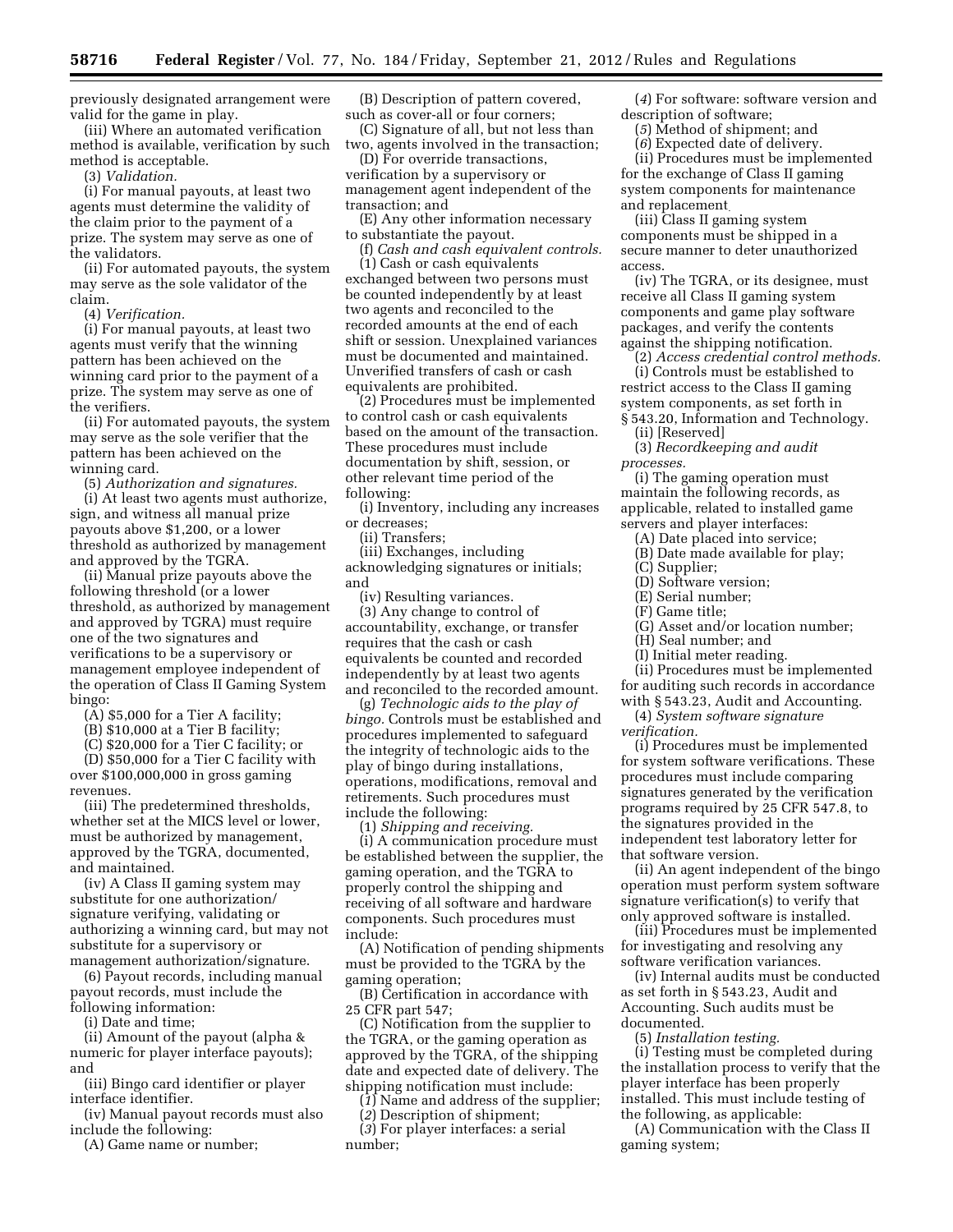previously designated arrangement were valid for the game in play.

(iii) Where an automated verification method is available, verification by such method is acceptable.

(3) *Validation.*

(i) For manual payouts, at least two agents must determine the validity of the claim prior to the payment of a prize. The system may serve as one of the validators.

(ii) For automated payouts, the system may serve as the sole validator of the claim.

(4) *Verification.*

(i) For manual payouts, at least two agents must verify that the winning pattern has been achieved on the winning card prior to the payment of a prize. The system may serve as one of the verifiers.

(ii) For automated payouts, the system may serve as the sole verifier that the pattern has been achieved on the winning card.

(5) *Authorization and signatures.*

(i) At least two agents must authorize, sign, and witness all manual prize payouts above $1,200, or a lower threshold as authorized by management and approved by the TGRA.

(ii) Manual prize payouts above the following threshold (or a lower threshold, as authorized by management and approved by TGRA) must require one of the two signatures and verifications to be a supervisory or management employee independent of the operation of Class II Gaming System bingo:

(A) $5,000 for a Tier A facility;

(B) $10,000 at a Tier B facility;

(C) $20,000 for a Tier C facility; or

(D) $50,000 for a Tier C facility with over $100,000,000 in gross gaming revenues.

(iii) The predetermined thresholds, whether set at the MICS level or lower, must be authorized by management, approved by the TGRA, documented, and maintained.

(iv) A Class II gaming system may substitute for one authorization/signature verifying, validating or authorizing a winning card, but may not substitute for a supervisory or management authorization/signature.

(6) Payout records, including manual payout records, must include the following information:

(i) Date and time;

(ii) Amount of the payout (alpha & numeric for player interface payouts); and

(iii) Bingo card identifier or player interface identifier.

(iv) Manual payout records must also include the following:

(A) Game name or number;

(B) Description of pattern covered, such as cover-all or four corners;

(C) Signature of all, but not less than two, agents involved in the transaction;

(D) For override transactions, verification by a supervisory or management agent independent of the transaction; and

(E) Any other information necessary to substantiate the payout.

(f) *Cash and cash equivalent controls.*

(1) Cash or cash equivalents exchanged between two persons must be counted independently by at least two agents and reconciled to the recorded amounts at the end of each shift or session. Unexplained variances must be documented and maintained. Unverified transfers of cash or cash equivalents are prohibited.

(2) Procedures must be implemented to control cash or cash equivalents based on the amount of the transaction. These procedures must include documentation by shift, session, or other relevant time period of the following:

(i) Inventory, including any increases or decreases;

(ii) Transfers;

(iii) Exchanges, including acknowledging signatures or initials; and

(iv) Resulting variances.

(3) Any change to control of accountability, exchange, or transfer requires that the cash or cash equivalents be counted and recorded independently by at least two agents and reconciled to the recorded amount.

(g) *Technologic aids to the play of bingo.* Controls must be established and procedures implemented to safeguard the integrity of technologic aids to the play of bingo during installations, operations, modifications, removal and retirements. Such procedures must include the following:

(1) *Shipping and receiving.*

(i) A communication procedure must be established between the supplier, the gaming operation, and the TGRA to properly control the shipping and receiving of all software and hardware components. Such procedures must include:

(A) Notification of pending shipments must be provided to the TGRA by the gaming operation;

(B) Certification in accordance with 25 CFR part 547;

(C) Notification from the supplier to the TGRA, or the gaming operation as approved by the TGRA, of the shipping date and expected date of delivery. The shipping notification must include:

(*1*) Name and address of the supplier;

(*2*) Description of shipment;

(*3*) For player interfaces: a serial number;

(*4*) For software: software version and description of software;

(*5*) Method of shipment; and

(*6*) Expected date of delivery.

(ii) Procedures must be implemented for the exchange of Class II gaming system components for maintenance and replacement.

(iii) Class II gaming system components must be shipped in a secure manner to deter unauthorized access.

(iv) The TGRA, or its designee, must receive all Class II gaming system components and game play software packages, and verify the contents against the shipping notification.

(2) *Access credential control methods.*

(i) Controls must be established to restrict access to the Class II gaming system components, as set forth in § 543.20, Information and Technology.

(ii) [Reserved]

(3) *Recordkeeping and audit processes.*

(i) The gaming operation must maintain the following records, as applicable, related to installed game servers and player interfaces:

(A) Date placed into service;

(B) Date made available for play;

(C) Supplier;

(D) Software version;

(E) Serial number;

(F) Game title;

(G) Asset and/or location number;

(H) Seal number; and

(I) Initial meter reading.

(ii) Procedures must be implemented for auditing such records in accordance with § 543.23, Audit and Accounting.

(4) *System software signature verification.*

(i) Procedures must be implemented for system software verifications. These procedures must include comparing signatures generated by the verification programs required by 25 CFR 547.8, to the signatures provided in the independent test laboratory letter for that software version.

(ii) An agent independent of the bingo operation must perform system software signature verification(s) to verify that only approved software is installed.

(iii) Procedures must be implemented for investigating and resolving any software verification variances.

(iv) Internal audits must be conducted as set forth in § 543.23, Audit and Accounting. Such audits must be documented.

(5) *Installation testing.*

(i) Testing must be completed during the installation process to verify that the player interface has been properly installed. This must include testing of the following, as applicable:

(A) Communication with the Class II gaming system;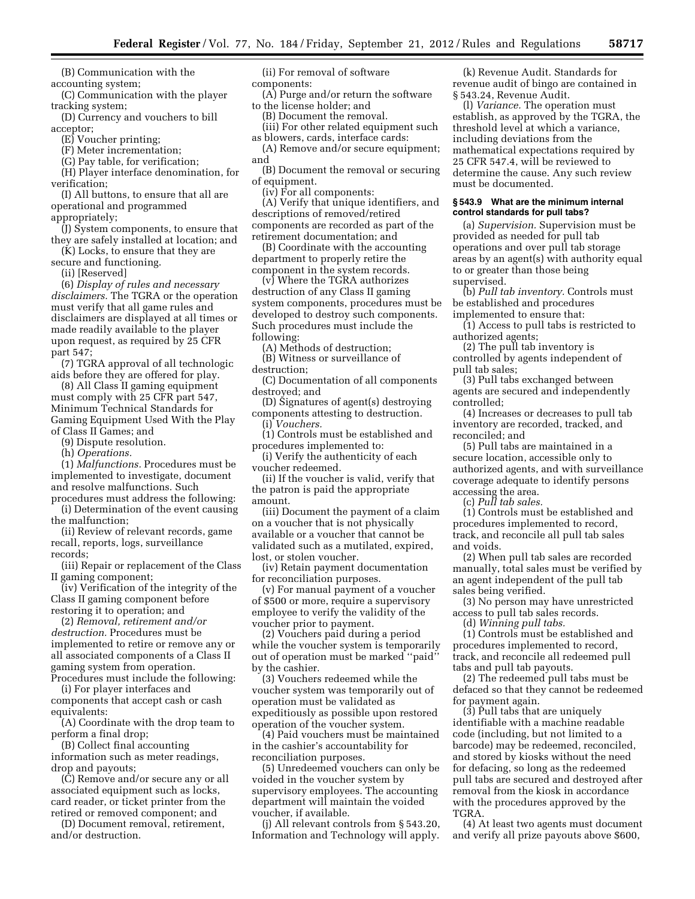(B) Communication with the accounting system;

(C) Communication with the player tracking system;

(D) Currency and vouchers to bill acceptor;

(E) Voucher printing;

(F) Meter incrementation;

(G) Pay table, for verification;

(H) Player interface denomination, for verification;

(I) All buttons, to ensure that all are operational and programmed appropriately;

(J) System components, to ensure that they are safely installed at location; and

(K) Locks, to ensure that they are secure and functioning.

(ii) [Reserved]

(6) *Display of rules and necessary disclaimers.* The TGRA or the operation must verify that all game rules and disclaimers are displayed at all times or made readily available to the player upon request, as required by 25 CFR part 547;

(7) TGRA approval of all technologic aids before they are offered for play.

(8) All Class II gaming equipment must comply with 25 CFR part 547, Minimum Technical Standards for Gaming Equipment Used With the Play of Class II Games; and

(9) Dispute resolution.

(h) *Operations.*

(1) *Malfunctions.* Procedures must be implemented to investigate, document and resolve malfunctions. Such procedures must address the following:

(i) Determination of the event causing the malfunction;

(ii) Review of relevant records, game recall, reports, logs, surveillance records;

(iii) Repair or replacement of the Class II gaming component;

(iv) Verification of the integrity of the Class II gaming component before restoring it to operation; and

(2) *Removal, retirement and/or destruction.* Procedures must be implemented to retire or remove any or all associated components of a Class II gaming system from operation. Procedures must include the following:

(i) For player interfaces and components that accept cash or cash equivalents:

(A) Coordinate with the drop team to perform a final drop;

(B) Collect final accounting information such as meter readings, drop and payouts;

(C) Remove and/or secure any or all associated equipment such as locks, card reader, or ticket printer from the retired or removed component; and

(D) Document removal, retirement, and/or destruction.

(ii) For removal of software components:

(A) Purge and/or return the software to the license holder; and

(B) Document the removal.

(iii) For other related equipment such as blowers, cards, interface cards:

(A) Remove and/or secure equipment; and

(B) Document the removal or securing of equipment.

(iv) For all components:

(A) Verify that unique identifiers, and descriptions of removed/retired components are recorded as part of the retirement documentation; and

(B) Coordinate with the accounting department to properly retire the component in the system records.

(v) Where the TGRA authorizes destruction of any Class II gaming system components, procedures must be developed to destroy such components. Such procedures must include the following:

(A) Methods of destruction;

(B) Witness or surveillance of destruction;

(C) Documentation of all components destroyed; and

(D) Signatures of agent(s) destroying components attesting to destruction.

(i) *Vouchers.*

(1) Controls must be established and procedures implemented to:

(i) Verify the authenticity of each voucher redeemed.

(ii) If the voucher is valid, verify that the patron is paid the appropriate amount.

(iii) Document the payment of a claim on a voucher that is not physically available or a voucher that cannot be validated such as a mutilated, expired, lost, or stolen voucher.

(iv) Retain payment documentation for reconciliation purposes.

(v) For manual payment of a voucher of $500 or more, require a supervisory employee to verify the validity of the voucher prior to payment.

(2) Vouchers paid during a period while the voucher system is temporarily out of operation must be marked "paid" by the cashier.

(3) Vouchers redeemed while the voucher system was temporarily out of operation must be validated as expeditiously as possible upon restored operation of the voucher system.

(4) Paid vouchers must be maintained in the cashier's accountability for reconciliation purposes.

(5) Unredeemed vouchers can only be voided in the voucher system by supervisory employees. The accounting department will maintain the voided voucher, if available.

(j) All relevant controls from § 543.20, Information and Technology will apply.

(k) Revenue Audit. Standards for revenue audit of bingo are contained in § 543.24, Revenue Audit.

(l) *Variance.* The operation must establish, as approved by the TGRA, the threshold level at which a variance, including deviations from the mathematical expectations required by 25 CFR 547.4, will be reviewed to determine the cause. Any such review must be documented.

### § 543.9 What are the minimum internal control standards for pull tabs?

(a) *Supervision.* Supervision must be provided as needed for pull tab operations and over pull tab storage areas by an agent(s) with authority equal to or greater than those being supervised.

(b) *Pull tab inventory.* Controls must be established and procedures implemented to ensure that:

(1) Access to pull tabs is restricted to authorized agents;

(2) The pull tab inventory is controlled by agents independent of pull tab sales;

(3) Pull tabs exchanged between agents are secured and independently controlled;

(4) Increases or decreases to pull tab inventory are recorded, tracked, and reconciled; and

(5) Pull tabs are maintained in a secure location, accessible only to authorized agents, and with surveillance coverage adequate to identify persons accessing the area.

(c) *Pull tab sales.*

(1) Controls must be established and procedures implemented to record, track, and reconcile all pull tab sales and voids.

(2) When pull tab sales are recorded manually, total sales must be verified by an agent independent of the pull tab sales being verified.

(3) No person may have unrestricted access to pull tab sales records.

(d) *Winning pull tabs.*

(1) Controls must be established and procedures implemented to record, track, and reconcile all redeemed pull tabs and pull tab payouts.

(2) The redeemed pull tabs must be defaced so that they cannot be redeemed for payment again.

(3) Pull tabs that are uniquely identifiable with a machine readable code (including, but not limited to a barcode) may be redeemed, reconciled, and stored by kiosks without the need for defacing, so long as the redeemed pull tabs are secured and destroyed after removal from the kiosk in accordance with the procedures approved by the TGRA.

(4) At least two agents must document and verify all prize payouts above $600,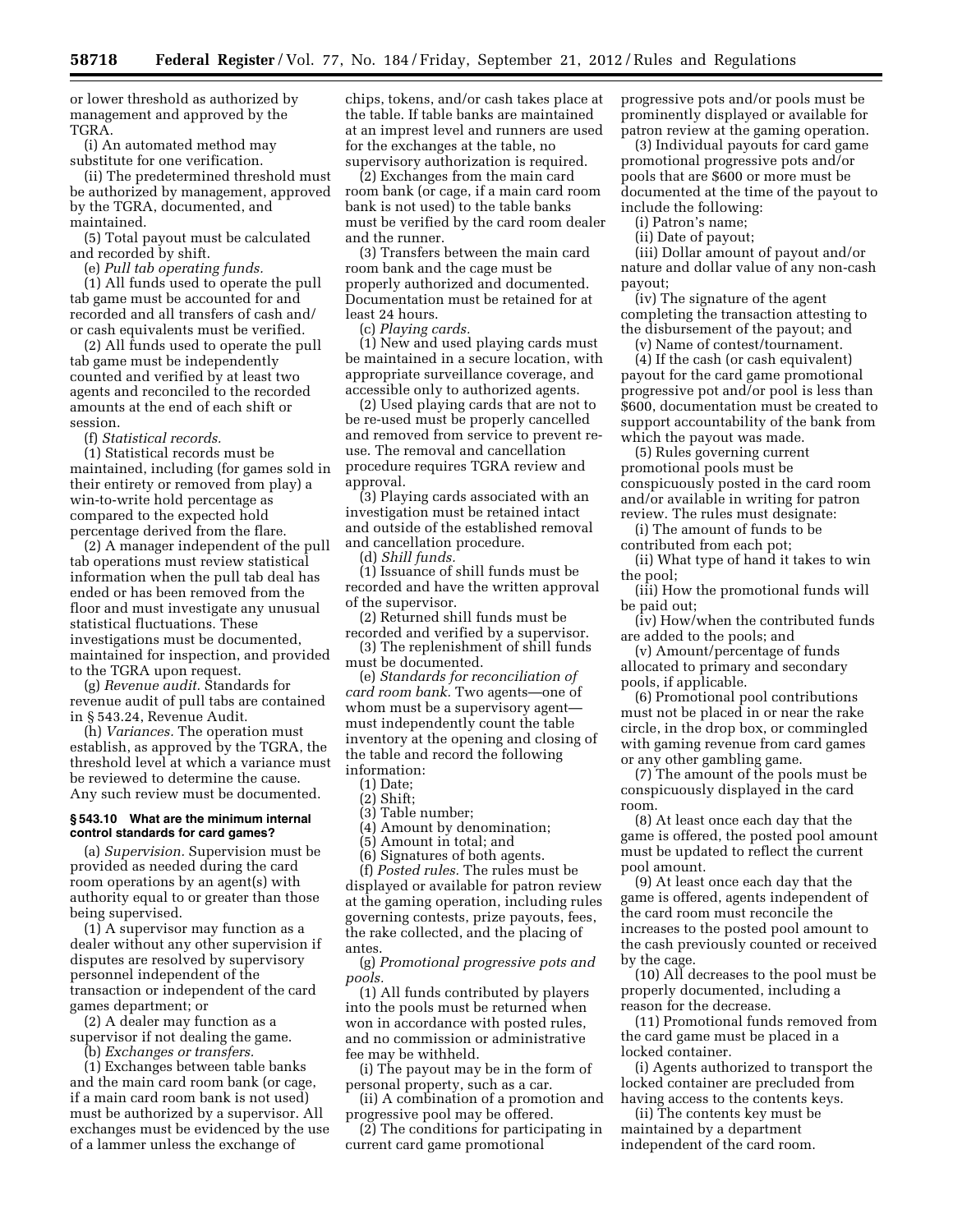or lower threshold as authorized by management and approved by the TGRA.

(i) An automated method may substitute for one verification.

(ii) The predetermined threshold must be authorized by management, approved by the TGRA, documented, and maintained.

(5) Total payout must be calculated and recorded by shift.

(e) *Pull tab operating funds.*

(1) All funds used to operate the pull tab game must be accounted for and recorded and all transfers of cash and/or cash equivalents must be verified.

(2) All funds used to operate the pull tab game must be independently counted and verified by at least two agents and reconciled to the recorded amounts at the end of each shift or session.

(f) *Statistical records.*

(1) Statistical records must be maintained, including (for games sold in their entirety or removed from play) a win-to-write hold percentage as compared to the expected hold percentage derived from the flare.

(2) A manager independent of the pull tab operations must review statistical information when the pull tab deal has ended or has been removed from the floor and must investigate any unusual statistical fluctuations. These investigations must be documented, maintained for inspection, and provided to the TGRA upon request.

(g) *Revenue audit.* Standards for revenue audit of pull tabs are contained in § 543.24, Revenue Audit.

(h) *Variances.* The operation must establish, as approved by the TGRA, the threshold level at which a variance must be reviewed to determine the cause. Any such review must be documented.

### § 543.10 What are the minimum internal control standards for card games?

(a) *Supervision.* Supervision must be provided as needed during the card room operations by an agent(s) with authority equal to or greater than those being supervised.

(1) A supervisor may function as a dealer without any other supervision if disputes are resolved by supervisory personnel independent of the transaction or independent of the card games department; or

(2) A dealer may function as a supervisor if not dealing the game.

(b) *Exchanges or transfers.*

(1) Exchanges between table banks and the main card room bank (or cage, if a main card room bank is not used) must be authorized by a supervisor. All exchanges must be evidenced by the use of a lammer unless the exchange of chips, tokens, and/or cash takes place at the table. If table banks are maintained at an imprest level and runners are used for the exchanges at the table, no supervisory authorization is required.

(2) Exchanges from the main card room bank (or cage, if a main card room bank is not used) to the table banks must be verified by the card room dealer and the runner.

(3) Transfers between the main card room bank and the cage must be properly authorized and documented. Documentation must be retained for at least 24 hours.

(c) *Playing cards.*

(1) New and used playing cards must be maintained in a secure location, with appropriate surveillance coverage, and accessible only to authorized agents.

(2) Used playing cards that are not to be re-used must be properly cancelled and removed from service to prevent re-use. The removal and cancellation procedure requires TGRA review and approval.

(3) Playing cards associated with an investigation must be retained intact and outside of the established removal and cancellation procedure.

(d) *Shill funds.*

(1) Issuance of shill funds must be recorded and have the written approval of the supervisor.

(2) Returned shill funds must be recorded and verified by a supervisor.

(3) The replenishment of shill funds must be documented.

(e) *Standards for reconciliation of card room bank.* Two agents—one of whom must be a supervisory agent—must independently count the table inventory at the opening and closing of the table and record the following information:

(1) Date;

(2) Shift;

(3) Table number;

(4) Amount by denomination;

(5) Amount in total; and

(6) Signatures of both agents.

(f) *Posted rules.* The rules must be displayed or available for patron review at the gaming operation, including rules governing contests, prize payouts, fees, the rake collected, and the placing of antes.

(g) *Promotional progressive pots and pools.*

(1) All funds contributed by players into the pools must be returned when won in accordance with posted rules, and no commission or administrative fee may be withheld.

(i) The payout may be in the form of personal property, such as a car.

(ii) A combination of a promotion and progressive pool may be offered.

(2) The conditions for participating in current card game promotional progressive pots and/or pools must be prominently displayed or available for patron review at the gaming operation.

(3) Individual payouts for card game promotional progressive pots and/or pools that are $600 or more must be documented at the time of the payout to include the following:

(i) Patron's name;

(ii) Date of payout;

(iii) Dollar amount of payout and/or nature and dollar value of any non-cash payout;

(iv) The signature of the agent completing the transaction attesting to the disbursement of the payout; and

(v) Name of contest/tournament.

(4) If the cash (or cash equivalent) payout for the card game promotional progressive pot and/or pool is less than $600, documentation must be created to support accountability of the bank from which the payout was made.

(5) Rules governing current promotional pools must be conspicuously posted in the card room and/or available in writing for patron review. The rules must designate:

(i) The amount of funds to be contributed from each pot;

(ii) What type of hand it takes to win the pool;

(iii) How the promotional funds will be paid out;

(iv) How/when the contributed funds are added to the pools; and

(v) Amount/percentage of funds allocated to primary and secondary pools, if applicable.

(6) Promotional pool contributions must not be placed in or near the rake circle, in the drop box, or commingled with gaming revenue from card games or any other gambling game.

(7) The amount of the pools must be conspicuously displayed in the card room.

(8) At least once each day that the game is offered, the posted pool amount must be updated to reflect the current pool amount.

(9) At least once each day that the game is offered, agents independent of the card room must reconcile the increases to the posted pool amount to the cash previously counted or received by the cage.

(10) All decreases to the pool must be properly documented, including a reason for the decrease.

(11) Promotional funds removed from the card game must be placed in a locked container.

(i) Agents authorized to transport the locked container are precluded from having access to the contents keys.

(ii) The contents key must be maintained by a department independent of the card room.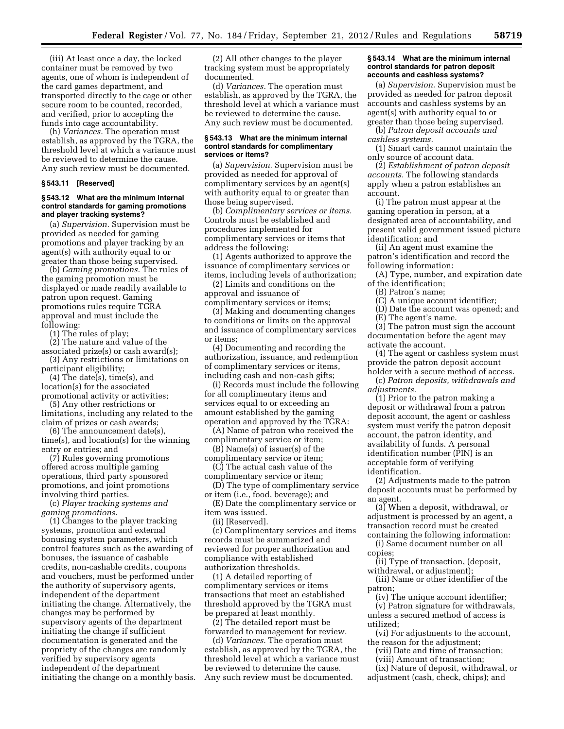(iii) At least once a day, the locked container must be removed by two agents, one of whom is independent of the card games department, and transported directly to the cage or other secure room to be counted, recorded, and verified, prior to accepting the funds into cage accountability.

(h) *Variances.* The operation must establish, as approved by the TGRA, the threshold level at which a variance must be reviewed to determine the cause. Any such review must be documented.

### § 543.11 [Reserved]

### § 543.12 What are the minimum internal control standards for gaming promotions and player tracking systems?

(a) *Supervision.* Supervision must be provided as needed for gaming promotions and player tracking by an agent(s) with authority equal to or greater than those being supervised.

(b) *Gaming promotions.* The rules of the gaming promotion must be displayed or made readily available to patron upon request. Gaming promotions rules require TGRA approval and must include the following:

(1) The rules of play;

(2) The nature and value of the associated prize(s) or cash award(s);

(3) Any restrictions or limitations on participant eligibility;

(4) The date(s), time(s), and location(s) for the associated promotional activity or activities;

(5) Any other restrictions or limitations, including any related to the claim of prizes or cash awards;

(6) The announcement date(s), time(s), and location(s) for the winning entry or entries; and

(7) Rules governing promotions offered across multiple gaming operations, third party sponsored promotions, and joint promotions involving third parties.

(c) *Player tracking systems and gaming promotions.*

(1) Changes to the player tracking systems, promotion and external bonusing system parameters, which control features such as the awarding of bonuses, the issuance of cashable credits, non-cashable credits, coupons and vouchers, must be performed under the authority of supervisory agents, independent of the department initiating the change. Alternatively, the changes may be performed by supervisory agents of the department initiating the change if sufficient documentation is generated and the propriety of the changes are randomly verified by supervisory agents independent of the department initiating the change on a monthly basis.

(2) All other changes to the player tracking system must be appropriately documented.

(d) *Variances.* The operation must establish, as approved by the TGRA, the threshold level at which a variance must be reviewed to determine the cause. Any such review must be documented.

### § 543.13 What are the minimum internal control standards for complimentary services or items?

(a) *Supervision.* Supervision must be provided as needed for approval of complimentary services by an agent(s) with authority equal to or greater than those being supervised.

(b) *Complimentary services or items.* Controls must be established and procedures implemented for complimentary services or items that address the following:

(1) Agents authorized to approve the issuance of complimentary services or items, including levels of authorization;

(2) Limits and conditions on the approval and issuance of complimentary services or items;

(3) Making and documenting changes to conditions or limits on the approval and issuance of complimentary services or items;

(4) Documenting and recording the authorization, issuance, and redemption of complimentary services or items, including cash and non-cash gifts;

(i) Records must include the following for all complimentary items and services equal to or exceeding an amount established by the gaming operation and approved by the TGRA:

(A) Name of patron who received the complimentary service or item;

(B) Name(s) of issuer(s) of the complimentary service or item;

(C) The actual cash value of the complimentary service or item;

(D) The type of complimentary service or item (i.e., food, beverage); and

(E) Date the complimentary service or item was issued.

(ii) [Reserved].

(c) Complimentary services and items records must be summarized and reviewed for proper authorization and compliance with established authorization thresholds.

(1) A detailed reporting of complimentary services or items transactions that meet an established threshold approved by the TGRA must be prepared at least monthly.

(2) The detailed report must be forwarded to management for review.

(d) *Variances.* The operation must establish, as approved by the TGRA, the threshold level at which a variance must be reviewed to determine the cause. Any such review must be documented.

### § 543.14 What are the minimum internal control standards for patron deposit accounts and cashless systems?

(a) *Supervision.* Supervision must be provided as needed for patron deposit accounts and cashless systems by an agent(s) with authority equal to or greater than those being supervised.

(b) *Patron deposit accounts and cashless systems.*

(1) Smart cards cannot maintain the only source of account data.

(2) *Establishment of patron deposit accounts.* The following standards apply when a patron establishes an account.

(i) The patron must appear at the gaming operation in person, at a designated area of accountability, and present valid government issued picture identification; and

(ii) An agent must examine the patron's identification and record the following information:

(A) Type, number, and expiration date of the identification;

(B) Patron's name;

(C) A unique account identifier;

(D) Date the account was opened; and

(E) The agent's name.

(3) The patron must sign the account documentation before the agent may activate the account.

(4) The agent or cashless system must provide the patron deposit account holder with a secure method of access.

(c) *Patron deposits, withdrawals and adjustments.*

(1) Prior to the patron making a deposit or withdrawal from a patron deposit account, the agent or cashless system must verify the patron deposit account, the patron identity, and availability of funds. A personal identification number (PIN) is an acceptable form of verifying identification.

(2) Adjustments made to the patron deposit accounts must be performed by an agent.

(3) When a deposit, withdrawal, or adjustment is processed by an agent, a transaction record must be created containing the following information:

(i) Same document number on all copies;

(ii) Type of transaction, (deposit, withdrawal, or adjustment);

(iii) Name or other identifier of the patron;

(iv) The unique account identifier;

(v) Patron signature for withdrawals, unless a secured method of access is utilized;

(vi) For adjustments to the account, the reason for the adjustment;

(vii) Date and time of transaction;

(viii) Amount of transaction;

(ix) Nature of deposit, withdrawal, or adjustment (cash, check, chips); and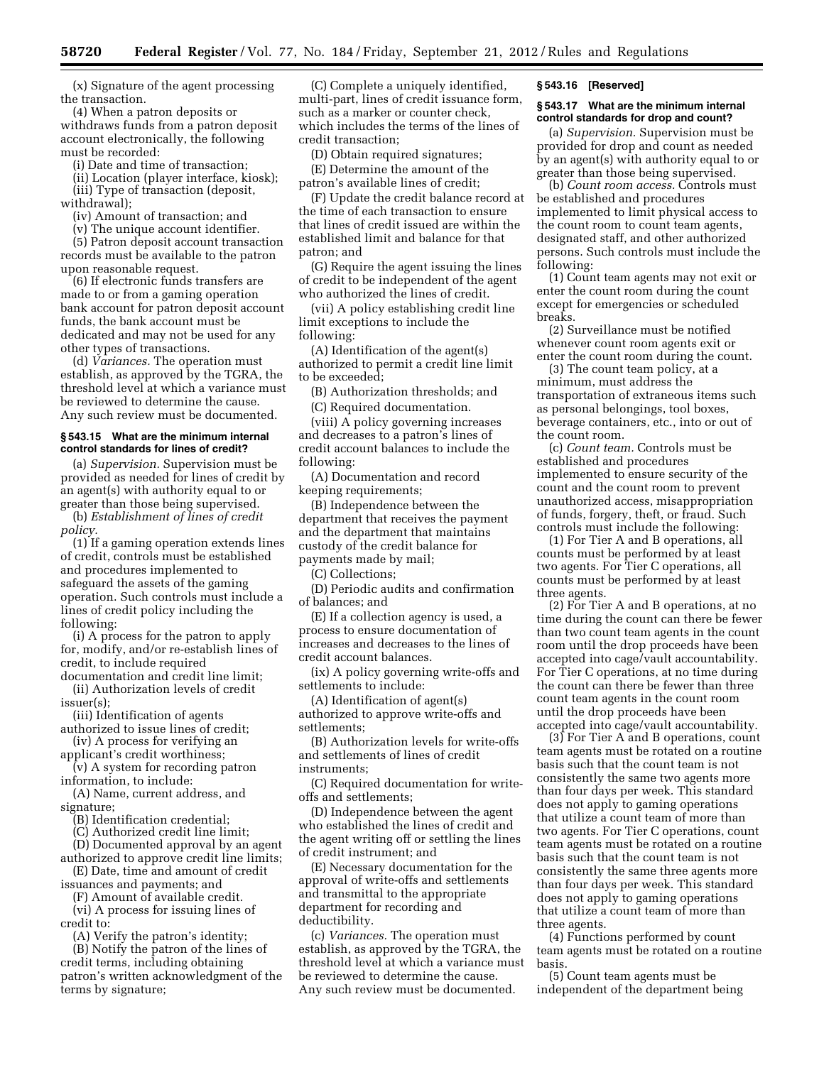(x) Signature of the agent processing the transaction.

(4) When a patron deposits or withdraws funds from a patron deposit account electronically, the following must be recorded:

(i) Date and time of transaction;

(ii) Location (player interface, kiosk);

(iii) Type of transaction (deposit, withdrawal);

(iv) Amount of transaction; and

(v) The unique account identifier.

(5) Patron deposit account transaction records must be available to the patron upon reasonable request.

(6) If electronic funds transfers are made to or from a gaming operation bank account for patron deposit account funds, the bank account must be dedicated and may not be used for any other types of transactions.

(d) *Variances.* The operation must establish, as approved by the TGRA, the threshold level at which a variance must be reviewed to determine the cause. Any such review must be documented.

### § 543.15 What are the minimum internal control standards for lines of credit?

(a) *Supervision.* Supervision must be provided as needed for lines of credit by an agent(s) with authority equal to or greater than those being supervised.

(b) *Establishment of lines of credit policy.*

(1) If a gaming operation extends lines of credit, controls must be established and procedures implemented to safeguard the assets of the gaming operation. Such controls must include a lines of credit policy including the following:

(i) A process for the patron to apply for, modify, and/or re-establish lines of credit, to include required documentation and credit line limit;

(ii) Authorization levels of credit issuer(s);

(iii) Identification of agents authorized to issue lines of credit;

(iv) A process for verifying an applicant's credit worthiness;

(v) A system for recording patron information, to include:

(A) Name, current address, and signature;

(B) Identification credential;

(C) Authorized credit line limit;

(D) Documented approval by an agent authorized to approve credit line limits;

(E) Date, time and amount of credit issuances and payments; and

(F) Amount of available credit.

(vi) A process for issuing lines of credit to:

(A) Verify the patron's identity;

(B) Notify the patron of the lines of credit terms, including obtaining patron's written acknowledgment of the terms by signature;

(C) Complete a uniquely identified, multi-part, lines of credit issuance form, such as a marker or counter check, which includes the terms of the lines of credit transaction;

(D) Obtain required signatures;

(E) Determine the amount of the patron's available lines of credit;

(F) Update the credit balance record at the time of each transaction to ensure that lines of credit issued are within the established limit and balance for that patron; and

(G) Require the agent issuing the lines of credit to be independent of the agent who authorized the lines of credit.

(vii) A policy establishing credit line limit exceptions to include the following:

(A) Identification of the agent(s) authorized to permit a credit line limit to be exceeded;

(B) Authorization thresholds; and

(C) Required documentation.

(viii) A policy governing increases and decreases to a patron's lines of credit account balances to include the following:

(A) Documentation and record keeping requirements;

(B) Independence between the department that receives the payment and the department that maintains custody of the credit balance for payments made by mail;

(C) Collections;

(D) Periodic audits and confirmation of balances; and

(E) If a collection agency is used, a process to ensure documentation of increases and decreases to the lines of credit account balances.

(ix) A policy governing write-offs and settlements to include:

(A) Identification of agent(s) authorized to approve write-offs and settlements;

(B) Authorization levels for write-offs and settlements of lines of credit instruments;

(C) Required documentation for write-offs and settlements;

(D) Independence between the agent who established the lines of credit and the agent writing off or settling the lines of credit instrument; and

(E) Necessary documentation for the approval of write-offs and settlements and transmittal to the appropriate department for recording and deductibility.

(c) *Variances.* The operation must establish, as approved by the TGRA, the threshold level at which a variance must be reviewed to determine the cause. Any such review must be documented.

### § 543.16 [Reserved]

### § 543.17 What are the minimum internal control standards for drop and count?

(a) *Supervision.* Supervision must be provided for drop and count as needed by an agent(s) with authority equal to or greater than those being supervised.

(b) *Count room access.* Controls must be established and procedures implemented to limit physical access to the count room to count team agents, designated staff, and other authorized persons. Such controls must include the following:

(1) Count team agents may not exit or enter the count room during the count except for emergencies or scheduled breaks.

(2) Surveillance must be notified whenever count room agents exit or enter the count room during the count.

(3) The count team policy, at a minimum, must address the transportation of extraneous items such as personal belongings, tool boxes, beverage containers, etc., into or out of the count room.

(c) *Count team.* Controls must be established and procedures implemented to ensure security of the count and the count room to prevent unauthorized access, misappropriation of funds, forgery, theft, or fraud. Such controls must include the following:

(1) For Tier A and B operations, all counts must be performed by at least two agents. For Tier C operations, all counts must be performed by at least three agents.

(2) For Tier A and B operations, at no time during the count can there be fewer than two count team agents in the count room until the drop proceeds have been accepted into cage/vault accountability. For Tier C operations, at no time during the count can there be fewer than three count team agents in the count room until the drop proceeds have been accepted into cage/vault accountability.

(3) For Tier A and B operations, count team agents must be rotated on a routine basis such that the count team is not consistently the same two agents more than four days per week. This standard does not apply to gaming operations that utilize a count team of more than two agents. For Tier C operations, count team agents must be rotated on a routine basis such that the count team is not consistently the same three agents more than four days per week. This standard does not apply to gaming operations that utilize a count team of more than three agents.

(4) Functions performed by count team agents must be rotated on a routine basis.

(5) Count team agents must be independent of the department being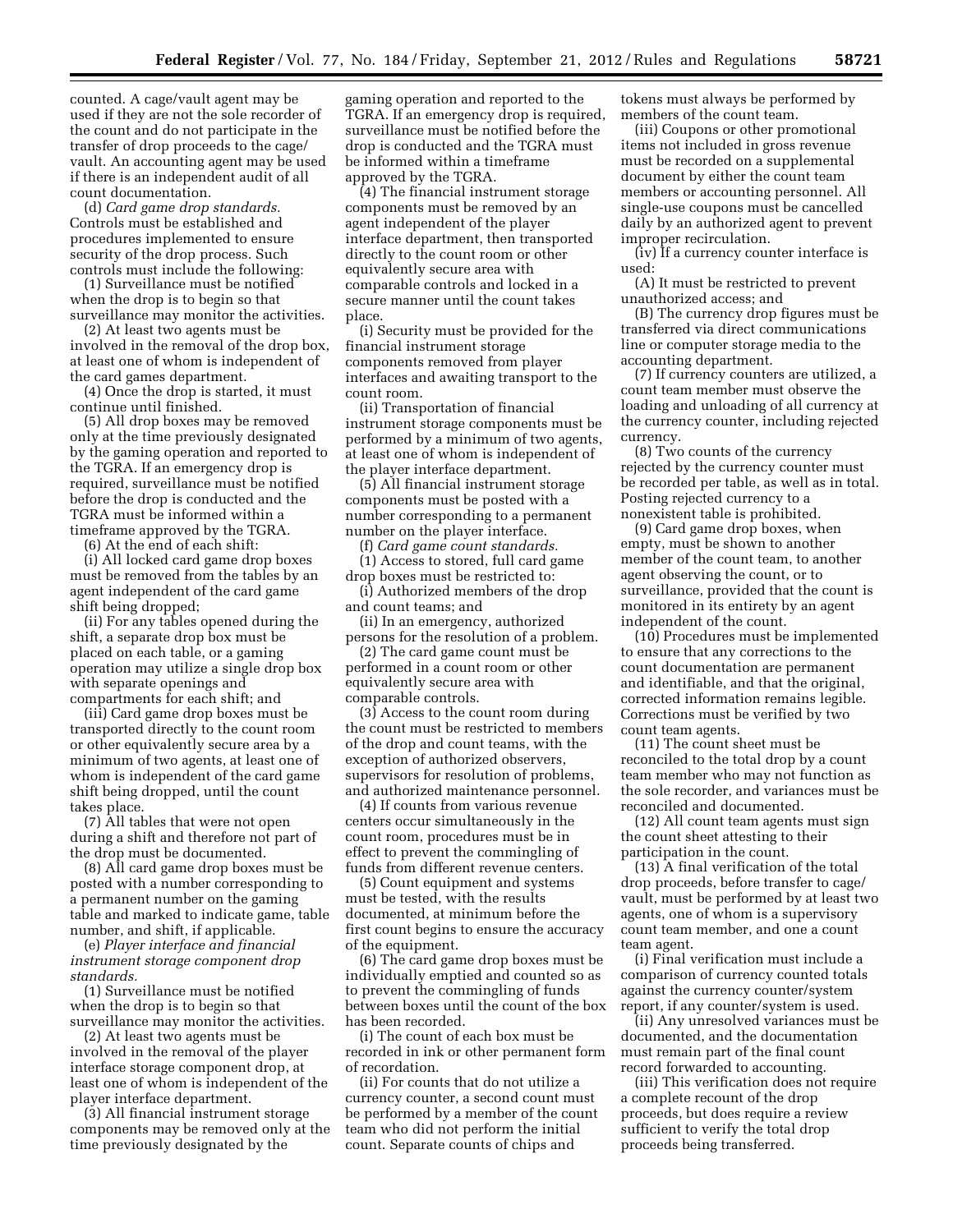counted. A cage/vault agent may be used if they are not the sole recorder of the count and do not participate in the transfer of drop proceeds to the cage/vault. An accounting agent may be used if there is an independent audit of all count documentation.

(d) *Card game drop standards.* Controls must be established and procedures implemented to ensure security of the drop process. Such controls must include the following:

(1) Surveillance must be notified when the drop is to begin so that surveillance may monitor the activities.

(2) At least two agents must be involved in the removal of the drop box, at least one of whom is independent of the card games department.

(4) Once the drop is started, it must continue until finished.

(5) All drop boxes may be removed only at the time previously designated by the gaming operation and reported to the TGRA. If an emergency drop is required, surveillance must be notified before the drop is conducted and the TGRA must be informed within a timeframe approved by the TGRA.

(6) At the end of each shift:

(i) All locked card game drop boxes must be removed from the tables by an agent independent of the card game shift being dropped;

(ii) For any tables opened during the shift, a separate drop box must be placed on each table, or a gaming operation may utilize a single drop box with separate openings and compartments for each shift; and

(iii) Card game drop boxes must be transported directly to the count room or other equivalently secure area by a minimum of two agents, at least one of whom is independent of the card game shift being dropped, until the count takes place.

(7) All tables that were not open during a shift and therefore not part of the drop must be documented.

(8) All card game drop boxes must be posted with a number corresponding to a permanent number on the gaming table and marked to indicate game, table number, and shift, if applicable.

(e) *Player interface and financial instrument storage component drop standards.*

(1) Surveillance must be notified when the drop is to begin so that surveillance may monitor the activities.

(2) At least two agents must be involved in the removal of the player interface storage component drop, at least one of whom is independent of the player interface department.

(3) All financial instrument storage components may be removed only at the time previously designated by the gaming operation and reported to the TGRA. If an emergency drop is required, surveillance must be notified before the drop is conducted and the TGRA must be informed within a timeframe approved by the TGRA.

(4) The financial instrument storage components must be removed by an agent independent of the player interface department, then transported directly to the count room or other equivalently secure area with comparable controls and locked in a secure manner until the count takes place.

(i) Security must be provided for the financial instrument storage components removed from player interfaces and awaiting transport to the count room.

(ii) Transportation of financial instrument storage components must be performed by a minimum of two agents, at least one of whom is independent of the player interface department.

(5) All financial instrument storage components must be posted with a number corresponding to a permanent number on the player interface.

(f) *Card game count standards.*

(1) Access to stored, full card game drop boxes must be restricted to:

(i) Authorized members of the drop and count teams; and

(ii) In an emergency, authorized persons for the resolution of a problem.

(2) The card game count must be performed in a count room or other equivalently secure area with comparable controls.

(3) Access to the count room during the count must be restricted to members of the drop and count teams, with the exception of authorized observers, supervisors for resolution of problems, and authorized maintenance personnel.

(4) If counts from various revenue centers occur simultaneously in the count room, procedures must be in effect to prevent the commingling of funds from different revenue centers.

(5) Count equipment and systems must be tested, with the results documented, at minimum before the first count begins to ensure the accuracy of the equipment.

(6) The card game drop boxes must be individually emptied and counted so as to prevent the commingling of funds between boxes until the count of the box has been recorded.

(i) The count of each box must be recorded in ink or other permanent form of recordation.

(ii) For counts that do not utilize a currency counter, a second count must be performed by a member of the count team who did not perform the initial count. Separate counts of chips and tokens must always be performed by members of the count team.

(iii) Coupons or other promotional items not included in gross revenue must be recorded on a supplemental document by either the count team members or accounting personnel. All single-use coupons must be cancelled daily by an authorized agent to prevent improper recirculation.

(iv) If a currency counter interface is used:

(A) It must be restricted to prevent unauthorized access; and

(B) The currency drop figures must be transferred via direct communications line or computer storage media to the accounting department.

(7) If currency counters are utilized, a count team member must observe the loading and unloading of all currency at the currency counter, including rejected currency.

(8) Two counts of the currency rejected by the currency counter must be recorded per table, as well as in total. Posting rejected currency to a nonexistent table is prohibited.

(9) Card game drop boxes, when empty, must be shown to another member of the count team, to another agent observing the count, or to surveillance, provided that the count is monitored in its entirety by an agent independent of the count.

(10) Procedures must be implemented to ensure that any corrections to the count documentation are permanent and identifiable, and that the original, corrected information remains legible. Corrections must be verified by two count team agents.

(11) The count sheet must be reconciled to the total drop by a count team member who may not function as the sole recorder, and variances must be reconciled and documented.

(12) All count team agents must sign the count sheet attesting to their participation in the count.

(13) A final verification of the total drop proceeds, before transfer to cage/vault, must be performed by at least two agents, one of whom is a supervisory count team member, and one a count team agent.

(i) Final verification must include a comparison of currency counted totals against the currency counter/system report, if any counter/system is used.

(ii) Any unresolved variances must be documented, and the documentation must remain part of the final count record forwarded to accounting.

(iii) This verification does not require a complete recount of the drop proceeds, but does require a review sufficient to verify the total drop proceeds being transferred.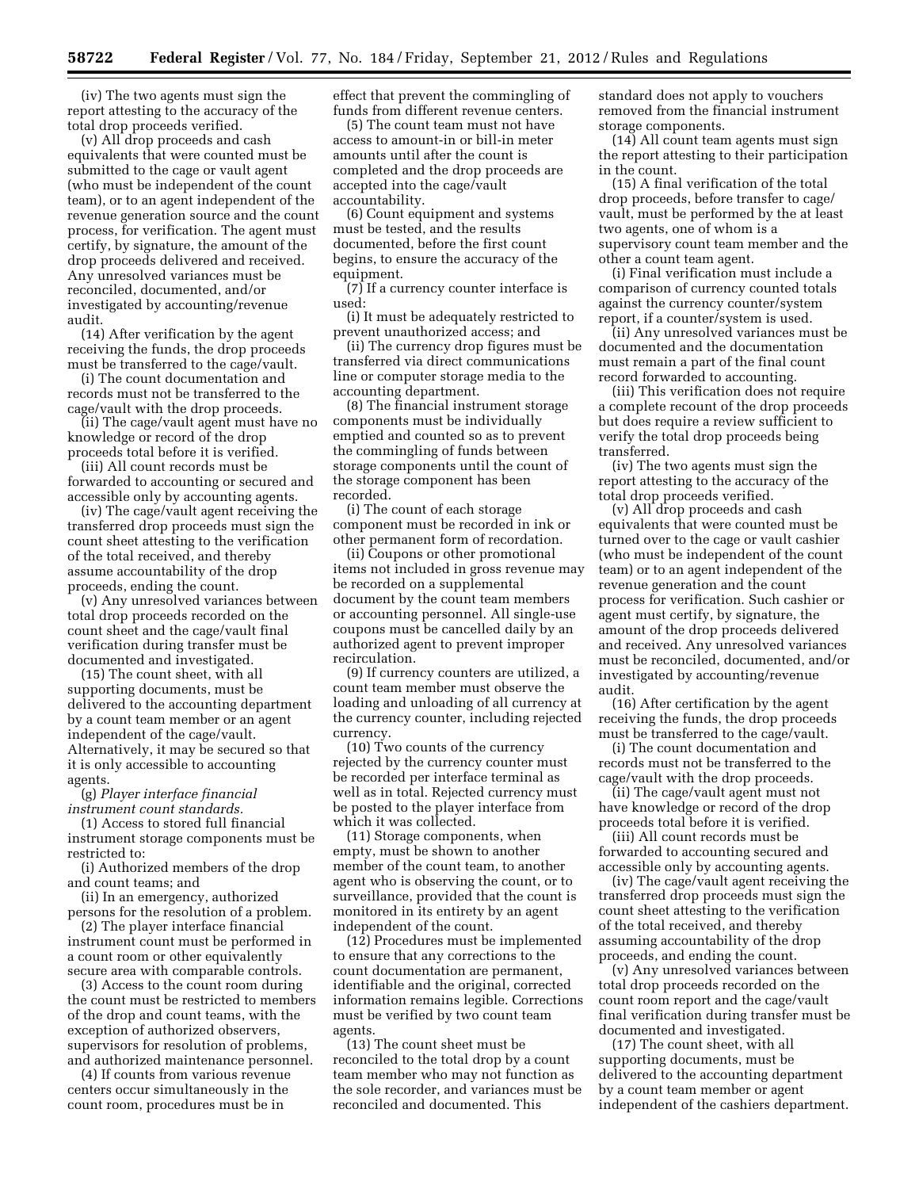(iv) The two agents must sign the report attesting to the accuracy of the total drop proceeds verified.

(v) All drop proceeds and cash equivalents that were counted must be submitted to the cage or vault agent (who must be independent of the count team), or to an agent independent of the revenue generation source and the count process, for verification. The agent must certify, by signature, the amount of the drop proceeds delivered and received. Any unresolved variances must be reconciled, documented, and/or investigated by accounting/revenue audit.

(14) After verification by the agent receiving the funds, the drop proceeds must be transferred to the cage/vault.

(i) The count documentation and records must not be transferred to the cage/vault with the drop proceeds.

(ii) The cage/vault agent must have no knowledge or record of the drop proceeds total before it is verified.

(iii) All count records must be forwarded to accounting or secured and accessible only by accounting agents.

(iv) The cage/vault agent receiving the transferred drop proceeds must sign the count sheet attesting to the verification of the total received, and thereby assume accountability of the drop proceeds, ending the count.

(v) Any unresolved variances between total drop proceeds recorded on the count sheet and the cage/vault final verification during transfer must be documented and investigated.

(15) The count sheet, with all supporting documents, must be delivered to the accounting department by a count team member or an agent independent of the cage/vault. Alternatively, it may be secured so that it is only accessible to accounting agents.

(g) *Player interface financial instrument count standards.*

(1) Access to stored full financial instrument storage components must be restricted to:

(i) Authorized members of the drop and count teams; and

(ii) In an emergency, authorized persons for the resolution of a problem.

(2) The player interface financial instrument count must be performed in a count room or other equivalently secure area with comparable controls.

(3) Access to the count room during the count must be restricted to members of the drop and count teams, with the exception of authorized observers, supervisors for resolution of problems, and authorized maintenance personnel.

(4) If counts from various revenue centers occur simultaneously in the count room, procedures must be in effect that prevent the commingling of funds from different revenue centers.

(5) The count team must not have access to amount-in or bill-in meter amounts until after the count is completed and the drop proceeds are accepted into the cage/vault accountability.

(6) Count equipment and systems must be tested, and the results documented, before the first count begins, to ensure the accuracy of the equipment.

(7) If a currency counter interface is used:

(i) It must be adequately restricted to prevent unauthorized access; and

(ii) The currency drop figures must be transferred via direct communications line or computer storage media to the accounting department.

(8) The financial instrument storage components must be individually emptied and counted so as to prevent the commingling of funds between storage components until the count of the storage component has been recorded.

(i) The count of each storage component must be recorded in ink or other permanent form of recordation.

(ii) Coupons or other promotional items not included in gross revenue may be recorded on a supplemental document by the count team members or accounting personnel. All single-use coupons must be cancelled daily by an authorized agent to prevent improper recirculation.

(9) If currency counters are utilized, a count team member must observe the loading and unloading of all currency at the currency counter, including rejected currency.

(10) Two counts of the currency rejected by the currency counter must be recorded per interface terminal as well as in total. Rejected currency must be posted to the player interface from which it was collected.

(11) Storage components, when empty, must be shown to another member of the count team, to another agent who is observing the count, or to surveillance, provided that the count is monitored in its entirety by an agent independent of the count.

(12) Procedures must be implemented to ensure that any corrections to the count documentation are permanent, identifiable and the original, corrected information remains legible. Corrections must be verified by two count team agents.

(13) The count sheet must be reconciled to the total drop by a count team member who may not function as the sole recorder, and variances must be reconciled and documented. This standard does not apply to vouchers removed from the financial instrument storage components.

(14) All count team agents must sign the report attesting to their participation in the count.

(15) A final verification of the total drop proceeds, before transfer to cage/vault, must be performed by the at least two agents, one of whom is a supervisory count team member and the other a count team agent.

(i) Final verification must include a comparison of currency counted totals against the currency counter/system report, if a counter/system is used.

(ii) Any unresolved variances must be documented and the documentation must remain a part of the final count record forwarded to accounting.

(iii) This verification does not require a complete recount of the drop proceeds but does require a review sufficient to verify the total drop proceeds being transferred.

(iv) The two agents must sign the report attesting to the accuracy of the total drop proceeds verified.

(v) All drop proceeds and cash equivalents that were counted must be turned over to the cage or vault cashier (who must be independent of the count team) or to an agent independent of the revenue generation and the count process for verification. Such cashier or agent must certify, by signature, the amount of the drop proceeds delivered and received. Any unresolved variances must be reconciled, documented, and/or investigated by accounting/revenue audit.

(16) After certification by the agent receiving the funds, the drop proceeds must be transferred to the cage/vault.

(i) The count documentation and records must not be transferred to the cage/vault with the drop proceeds.

(ii) The cage/vault agent must not have knowledge or record of the drop proceeds total before it is verified.

(iii) All count records must be forwarded to accounting secured and accessible only by accounting agents.

(iv) The cage/vault agent receiving the transferred drop proceeds must sign the count sheet attesting to the verification of the total received, and thereby assuming accountability of the drop proceeds, and ending the count.

(v) Any unresolved variances between total drop proceeds recorded on the count room report and the cage/vault final verification during transfer must be documented and investigated.

(17) The count sheet, with all supporting documents, must be delivered to the accounting department by a count team member or agent independent of the cashiers department.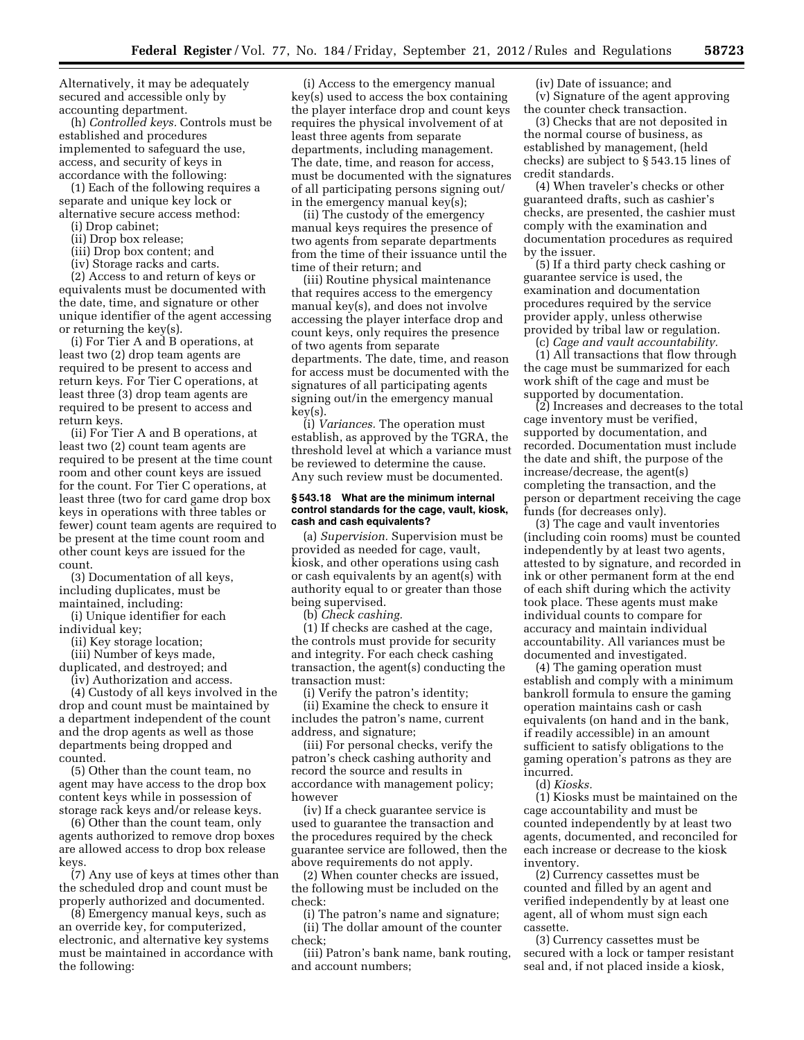Alternatively, it may be adequately secured and accessible only by accounting department.

(h) *Controlled keys.* Controls must be established and procedures implemented to safeguard the use, access, and security of keys in accordance with the following:

(1) Each of the following requires a separate and unique key lock or alternative secure access method:

(i) Drop cabinet;

(ii) Drop box release;

(iii) Drop box content; and

(iv) Storage racks and carts.

(2) Access to and return of keys or equivalents must be documented with the date, time, and signature or other unique identifier of the agent accessing or returning the key(s).

(i) For Tier A and B operations, at least two (2) drop team agents are required to be present to access and return keys. For Tier C operations, at least three (3) drop team agents are required to be present to access and return keys.

(ii) For Tier A and B operations, at least two (2) count team agents are required to be present at the time count room and other count keys are issued for the count. For Tier C operations, at least three (two for card game drop box keys in operations with three tables or fewer) count team agents are required to be present at the time count room and other count keys are issued for the count.

(3) Documentation of all keys, including duplicates, must be maintained, including:

(i) Unique identifier for each individual key;

(ii) Key storage location;

(iii) Number of keys made, duplicated, and destroyed; and

(iv) Authorization and access.

(4) Custody of all keys involved in the drop and count must be maintained by a department independent of the count and the drop agents as well as those departments being dropped and counted.

(5) Other than the count team, no agent may have access to the drop box content keys while in possession of storage rack keys and/or release keys.

(6) Other than the count team, only agents authorized to remove drop boxes are allowed access to drop box release keys.

(7) Any use of keys at times other than the scheduled drop and count must be properly authorized and documented.

(8) Emergency manual keys, such as an override key, for computerized, electronic, and alternative key systems must be maintained in accordance with the following:

(i) Access to the emergency manual key(s) used to access the box containing the player interface drop and count keys requires the physical involvement of at least three agents from separate departments, including management. The date, time, and reason for access, must be documented with the signatures of all participating persons signing out/in the emergency manual key(s);

(ii) The custody of the emergency manual keys requires the presence of two agents from separate departments from the time of their issuance until the time of their return; and

(iii) Routine physical maintenance that requires access to the emergency manual key(s), and does not involve accessing the player interface drop and count keys, only requires the presence of two agents from separate departments. The date, time, and reason for access must be documented with the signatures of all participating agents signing out/in the emergency manual key(s).

(i) *Variances.* The operation must establish, as approved by the TGRA, the threshold level at which a variance must be reviewed to determine the cause. Any such review must be documented.

### § 543.18 What are the minimum internal control standards for the cage, vault, kiosk, cash and cash equivalents?

(a) *Supervision.* Supervision must be provided as needed for cage, vault, kiosk, and other operations using cash or cash equivalents by an agent(s) with authority equal to or greater than those being supervised.

(b) *Check cashing.*

(1) If checks are cashed at the cage, the controls must provide for security and integrity. For each check cashing transaction, the agent(s) conducting the transaction must:

(i) Verify the patron's identity;

(ii) Examine the check to ensure it includes the patron's name, current address, and signature;

(iii) For personal checks, verify the patron's check cashing authority and record the source and results in accordance with management policy; however

(iv) If a check guarantee service is used to guarantee the transaction and the procedures required by the check guarantee service are followed, then the above requirements do not apply.

(2) When counter checks are issued, the following must be included on the check:

(i) The patron's name and signature;

(ii) The dollar amount of the counter check;

(iii) Patron's bank name, bank routing, and account numbers;

(iv) Date of issuance; and

(v) Signature of the agent approving the counter check transaction.

(3) Checks that are not deposited in the normal course of business, as established by management, (held checks) are subject to § 543.15 lines of credit standards.

(4) When traveler's checks or other guaranteed drafts, such as cashier's checks, are presented, the cashier must comply with the examination and documentation procedures as required by the issuer.

(5) If a third party check cashing or guarantee service is used, the examination and documentation procedures required by the service provider apply, unless otherwise provided by tribal law or regulation.

(c) *Cage and vault accountability.*

(1) All transactions that flow through the cage must be summarized for each work shift of the cage and must be supported by documentation.

(2) Increases and decreases to the total cage inventory must be verified, supported by documentation, and recorded. Documentation must include the date and shift, the purpose of the increase/decrease, the agent(s) completing the transaction, and the person or department receiving the cage funds (for decreases only).

(3) The cage and vault inventories (including coin rooms) must be counted independently by at least two agents, attested to by signature, and recorded in ink or other permanent form at the end of each shift during which the activity took place. These agents must make individual counts to compare for accuracy and maintain individual accountability. All variances must be documented and investigated.

(4) The gaming operation must establish and comply with a minimum bankroll formula to ensure the gaming operation maintains cash or cash equivalents (on hand and in the bank, if readily accessible) in an amount sufficient to satisfy obligations to the gaming operation's patrons as they are incurred.

(d) *Kiosks.*

(1) Kiosks must be maintained on the cage accountability and must be counted independently by at least two agents, documented, and reconciled for each increase or decrease to the kiosk inventory.

(2) Currency cassettes must be counted and filled by an agent and verified independently by at least one agent, all of whom must sign each cassette.

(3) Currency cassettes must be secured with a lock or tamper resistant seal and, if not placed inside a kiosk,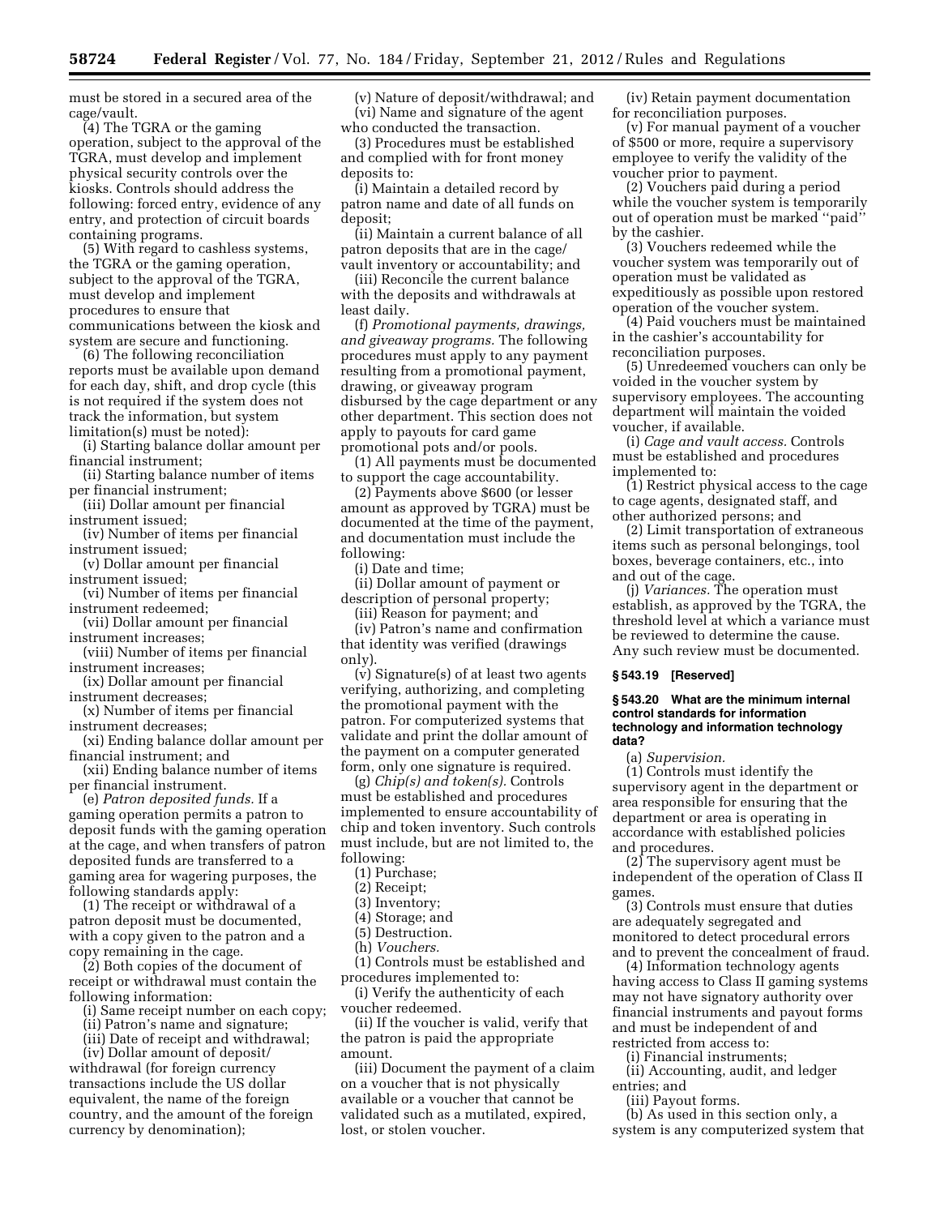must be stored in a secured area of the cage/vault.

(4) The TGRA or the gaming operation, subject to the approval of the TGRA, must develop and implement physical security controls over the kiosks. Controls should address the following: forced entry, evidence of any entry, and protection of circuit boards containing programs.

(5) With regard to cashless systems, the TGRA or the gaming operation, subject to the approval of the TGRA, must develop and implement procedures to ensure that communications between the kiosk and system are secure and functioning.

(6) The following reconciliation reports must be available upon demand for each day, shift, and drop cycle (this is not required if the system does not track the information, but system limitation(s) must be noted):

(i) Starting balance dollar amount per financial instrument;

(ii) Starting balance number of items per financial instrument;

(iii) Dollar amount per financial instrument issued;

(iv) Number of items per financial instrument issued;

(v) Dollar amount per financial instrument issued;

(vi) Number of items per financial instrument redeemed;

(vii) Dollar amount per financial instrument increases;

(viii) Number of items per financial instrument increases;

(ix) Dollar amount per financial instrument decreases;

(x) Number of items per financial instrument decreases;

(xi) Ending balance dollar amount per financial instrument; and

(xii) Ending balance number of items per financial instrument.

(e) *Patron deposited funds.* If a gaming operation permits a patron to deposit funds with the gaming operation at the cage, and when transfers of patron deposited funds are transferred to a gaming area for wagering purposes, the following standards apply:

(1) The receipt or withdrawal of a patron deposit must be documented, with a copy given to the patron and a copy remaining in the cage.

(2) Both copies of the document of receipt or withdrawal must contain the following information:

(i) Same receipt number on each copy;

(ii) Patron's name and signature;

(iii) Date of receipt and withdrawal;

(iv) Dollar amount of deposit/withdrawal (for foreign currency transactions include the US dollar equivalent, the name of the foreign country, and the amount of the foreign currency by denomination);

(v) Nature of deposit/withdrawal; and

(vi) Name and signature of the agent who conducted the transaction.

(3) Procedures must be established and complied with for front money deposits to:

(i) Maintain a detailed record by patron name and date of all funds on deposit;

(ii) Maintain a current balance of all patron deposits that are in the cage/vault inventory or accountability; and

(iii) Reconcile the current balance with the deposits and withdrawals at least daily.

(f) *Promotional payments, drawings, and giveaway programs.* The following procedures must apply to any payment resulting from a promotional payment, drawing, or giveaway program disbursed by the cage department or any other department. This section does not apply to payouts for card game promotional pots and/or pools.

(1) All payments must be documented to support the cage accountability.

(2) Payments above $600 (or lesser amount as approved by TGRA) must be documented at the time of the payment, and documentation must include the following:

(i) Date and time;

(ii) Dollar amount of payment or description of personal property;

(iii) Reason for payment; and

(iv) Patron's name and confirmation that identity was verified (drawings only).

(v) Signature(s) of at least two agents verifying, authorizing, and completing the promotional payment with the patron. For computerized systems that validate and print the dollar amount of the payment on a computer generated form, only one signature is required.

(g) *Chip(s) and token(s).* Controls must be established and procedures implemented to ensure accountability of chip and token inventory. Such controls must include, but are not limited to, the following:

(1) Purchase;

(2) Receipt;

(3) Inventory;

(4) Storage; and

(5) Destruction.

(h) *Vouchers.*

(1) Controls must be established and procedures implemented to:

(i) Verify the authenticity of each voucher redeemed.

(ii) If the voucher is valid, verify that the patron is paid the appropriate amount.

(iii) Document the payment of a claim on a voucher that is not physically available or a voucher that cannot be validated such as a mutilated, expired, lost, or stolen voucher.

(iv) Retain payment documentation for reconciliation purposes.

(v) For manual payment of a voucher of $500 or more, require a supervisory employee to verify the validity of the voucher prior to payment.

(2) Vouchers paid during a period while the voucher system is temporarily out of operation must be marked "paid" by the cashier.

(3) Vouchers redeemed while the voucher system was temporarily out of operation must be validated as expeditiously as possible upon restored operation of the voucher system.

(4) Paid vouchers must be maintained in the cashier's accountability for reconciliation purposes.

(5) Unredeemed vouchers can only be voided in the voucher system by supervisory employees. The accounting department will maintain the voided voucher, if available.

(i) *Cage and vault access.* Controls must be established and procedures implemented to:

(1) Restrict physical access to the cage to cage agents, designated staff, and other authorized persons; and

(2) Limit transportation of extraneous items such as personal belongings, tool boxes, beverage containers, etc., into and out of the cage.

(j) *Variances.* The operation must establish, as approved by the TGRA, the threshold level at which a variance must be reviewed to determine the cause. Any such review must be documented.

### § 543.19 [Reserved]

### § 543.20 What are the minimum internal control standards for information technology and information technology data?

(a) *Supervision.*

(1) Controls must identify the supervisory agent in the department or area responsible for ensuring that the department or area is operating in accordance with established policies and procedures.

(2) The supervisory agent must be independent of the operation of Class II games.

(3) Controls must ensure that duties are adequately segregated and monitored to detect procedural errors and to prevent the concealment of fraud.

(4) Information technology agents having access to Class II gaming systems may not have signatory authority over financial instruments and payout forms and must be independent of and restricted from access to:

(i) Financial instruments;

(ii) Accounting, audit, and ledger entries; and

(iii) Payout forms.

(b) As used in this section only, a system is any computerized system that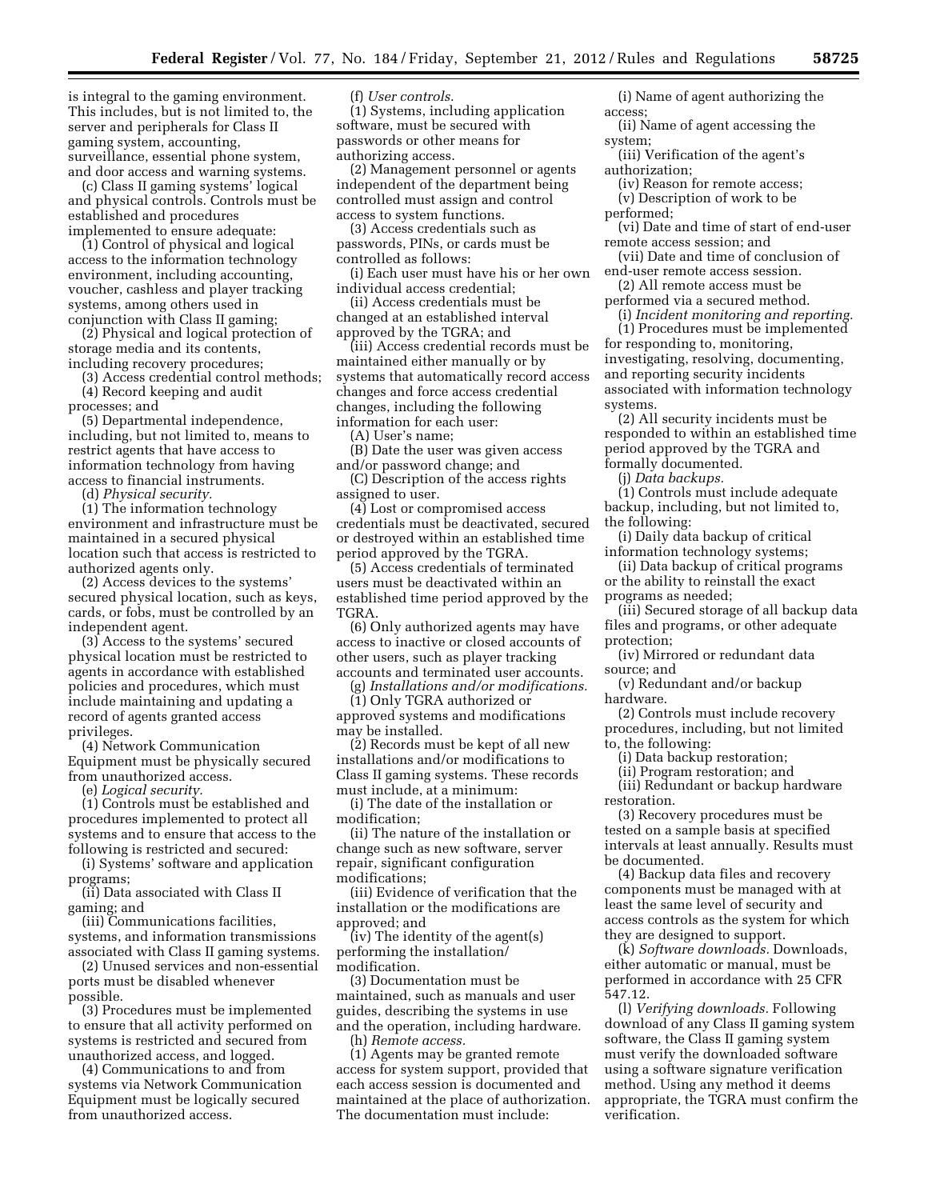is integral to the gaming environment. This includes, but is not limited to, the server and peripherals for Class II gaming system, accounting, surveillance, essential phone system, and door access and warning systems.

(c) Class II gaming systems' logical and physical controls. Controls must be established and procedures implemented to ensure adequate:

(1) Control of physical and logical access to the information technology environment, including accounting, voucher, cashless and player tracking systems, among others used in conjunction with Class II gaming;

(2) Physical and logical protection of storage media and its contents, including recovery procedures;

(3) Access credential control methods;

(4) Record keeping and audit processes; and

(5) Departmental independence, including, but not limited to, means to restrict agents that have access to information technology from having access to financial instruments.

(d) *Physical security.*

(1) The information technology environment and infrastructure must be maintained in a secured physical location such that access is restricted to authorized agents only.

(2) Access devices to the systems' secured physical location, such as keys, cards, or fobs, must be controlled by an independent agent.

(3) Access to the systems' secured physical location must be restricted to agents in accordance with established policies and procedures, which must include maintaining and updating a record of agents granted access privileges.

(4) Network Communication Equipment must be physically secured from unauthorized access.

(e) *Logical security.*

(1) Controls must be established and procedures implemented to protect all systems and to ensure that access to the following is restricted and secured:

(i) Systems' software and application programs;

(ii) Data associated with Class II gaming; and

(iii) Communications facilities, systems, and information transmissions associated with Class II gaming systems.

(2) Unused services and non-essential ports must be disabled whenever possible.

(3) Procedures must be implemented to ensure that all activity performed on systems is restricted and secured from unauthorized access, and logged.

(4) Communications to and from systems via Network Communication Equipment must be logically secured from unauthorized access.

(f) *User controls.*

(1) Systems, including application software, must be secured with passwords or other means for authorizing access.

(2) Management personnel or agents independent of the department being controlled must assign and control access to system functions.

(3) Access credentials such as passwords, PINs, or cards must be controlled as follows:

(i) Each user must have his or her own individual access credential;

(ii) Access credentials must be changed at an established interval approved by the TGRA; and

(iii) Access credential records must be maintained either manually or by systems that automatically record access changes and force access credential changes, including the following information for each user:

(A) User's name;

(B) Date the user was given access and/or password change; and

(C) Description of the access rights assigned to user.

(4) Lost or compromised access credentials must be deactivated, secured or destroyed within an established time period approved by the TGRA.

(5) Access credentials of terminated users must be deactivated within an established time period approved by the TGRA.

(6) Only authorized agents may have access to inactive or closed accounts of other users, such as player tracking accounts and terminated user accounts.

(g) *Installations and/or modifications.*

(1) Only TGRA authorized or approved systems and modifications may be installed.

(2) Records must be kept of all new installations and/or modifications to Class II gaming systems. These records must include, at a minimum:

(i) The date of the installation or modification;

(ii) The nature of the installation or change such as new software, server repair, significant configuration modifications;

(iii) Evidence of verification that the installation or the modifications are approved; and

(iv) The identity of the agent(s) performing the installation/modification.

(3) Documentation must be maintained, such as manuals and user guides, describing the systems in use and the operation, including hardware.

(h) *Remote access.*

(1) Agents may be granted remote access for system support, provided that each access session is documented and maintained at the place of authorization. The documentation must include:

(i) Name of agent authorizing the access;

(ii) Name of agent accessing the system;

(iii) Verification of the agent's authorization;

(iv) Reason for remote access;

(v) Description of work to be performed;

(vi) Date and time of start of end-user remote access session; and

(vii) Date and time of conclusion of end-user remote access session.

(2) All remote access must be performed via a secured method.

(i) *Incident monitoring and reporting.*

(1) Procedures must be implemented for responding to, monitoring, investigating, resolving, documenting, and reporting security incidents associated with information technology systems.

(2) All security incidents must be responded to within an established time period approved by the TGRA and formally documented.

(j) *Data backups.*

(1) Controls must include adequate backup, including, but not limited to, the following:

(i) Daily data backup of critical information technology systems;

(ii) Data backup of critical programs or the ability to reinstall the exact programs as needed;

(iii) Secured storage of all backup data files and programs, or other adequate protection;

(iv) Mirrored or redundant data source; and

(v) Redundant and/or backup hardware.

(2) Controls must include recovery procedures, including, but not limited to, the following:

(i) Data backup restoration;

(ii) Program restoration; and

(iii) Redundant or backup hardware restoration.

(3) Recovery procedures must be tested on a sample basis at specified intervals at least annually. Results must be documented.

(4) Backup data files and recovery components must be managed with at least the same level of security and access controls as the system for which they are designed to support.

(k) *Software downloads.* Downloads, either automatic or manual, must be performed in accordance with 25 CFR 547.12.

(l) *Verifying downloads.* Following download of any Class II gaming system software, the Class II gaming system must verify the downloaded software using a software signature verification method. Using any method it deems appropriate, the TGRA must confirm the verification.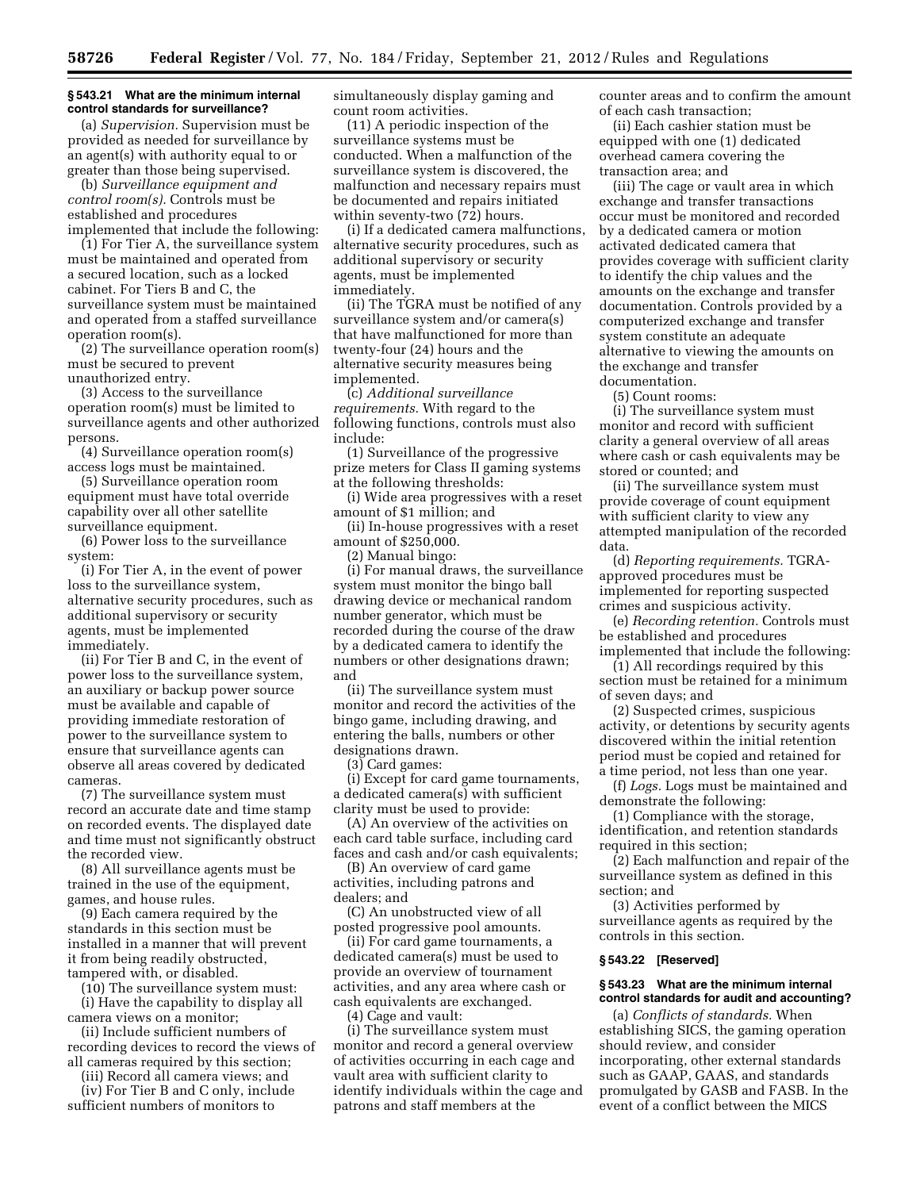### § 543.21 What are the minimum internal control standards for surveillance?

(a) *Supervision.* Supervision must be provided as needed for surveillance by an agent(s) with authority equal to or greater than those being supervised.

(b) *Surveillance equipment and control room(s).* Controls must be established and procedures implemented that include the following:

(1) For Tier A, the surveillance system must be maintained and operated from a secured location, such as a locked cabinet. For Tiers B and C, the surveillance system must be maintained and operated from a staffed surveillance operation room(s).

(2) The surveillance operation room(s) must be secured to prevent unauthorized entry.

(3) Access to the surveillance operation room(s) must be limited to surveillance agents and other authorized persons.

(4) Surveillance operation room(s) access logs must be maintained.

(5) Surveillance operation room equipment must have total override capability over all other satellite surveillance equipment.

(6) Power loss to the surveillance system:

(i) For Tier A, in the event of power loss to the surveillance system, alternative security procedures, such as additional supervisory or security agents, must be implemented immediately.

(ii) For Tier B and C, in the event of power loss to the surveillance system, an auxiliary or backup power source must be available and capable of providing immediate restoration of power to the surveillance system to ensure that surveillance agents can observe all areas covered by dedicated cameras.

(7) The surveillance system must record an accurate date and time stamp on recorded events. The displayed date and time must not significantly obstruct the recorded view.

(8) All surveillance agents must be trained in the use of the equipment, games, and house rules.

(9) Each camera required by the standards in this section must be installed in a manner that will prevent it from being readily obstructed, tampered with, or disabled.

(10) The surveillance system must:

(i) Have the capability to display all camera views on a monitor;

(ii) Include sufficient numbers of recording devices to record the views of all cameras required by this section;

(iii) Record all camera views; and

(iv) For Tier B and C only, include sufficient numbers of monitors to simultaneously display gaming and count room activities.

(11) A periodic inspection of the surveillance systems must be conducted. When a malfunction of the surveillance system is discovered, the malfunction and necessary repairs must be documented and repairs initiated within seventy-two (72) hours.

(i) If a dedicated camera malfunctions, alternative security procedures, such as additional supervisory or security agents, must be implemented immediately.

(ii) The TGRA must be notified of any surveillance system and/or camera(s) that have malfunctioned for more than twenty-four (24) hours and the alternative security measures being implemented.

(c) *Additional surveillance requirements.* With regard to the following functions, controls must also include:

(1) Surveillance of the progressive prize meters for Class II gaming systems at the following thresholds:

(i) Wide area progressives with a reset amount of $1 million; and

(ii) In-house progressives with a reset amount of $250,000.

(2) Manual bingo:

(i) For manual draws, the surveillance system must monitor the bingo ball drawing device or mechanical random number generator, which must be recorded during the course of the draw by a dedicated camera to identify the numbers or other designations drawn; and

(ii) The surveillance system must monitor and record the activities of the bingo game, including drawing, and entering the balls, numbers or other designations drawn.

(3) Card games:

(i) Except for card game tournaments, a dedicated camera(s) with sufficient clarity must be used to provide:

(A) An overview of the activities on each card table surface, including card faces and cash and/or cash equivalents;

(B) An overview of card game activities, including patrons and dealers; and

(C) An unobstructed view of all posted progressive pool amounts.

(ii) For card game tournaments, a dedicated camera(s) must be used to provide an overview of tournament activities, and any area where cash or cash equivalents are exchanged.

(4) Cage and vault:

(i) The surveillance system must monitor and record a general overview of activities occurring in each cage and vault area with sufficient clarity to identify individuals within the cage and patrons and staff members at the counter areas and to confirm the amount of each cash transaction;

(ii) Each cashier station must be equipped with one (1) dedicated overhead camera covering the transaction area; and

(iii) The cage or vault area in which exchange and transfer transactions occur must be monitored and recorded by a dedicated camera or motion activated dedicated camera that provides coverage with sufficient clarity to identify the chip values and the amounts on the exchange and transfer documentation. Controls provided by a computerized exchange and transfer system constitute an adequate alternative to viewing the amounts on the exchange and transfer documentation.

(5) Count rooms:

(i) The surveillance system must monitor and record with sufficient clarity a general overview of all areas where cash or cash equivalents may be stored or counted; and

(ii) The surveillance system must provide coverage of count equipment with sufficient clarity to view any attempted manipulation of the recorded data.

(d) *Reporting requirements.* TGRA-approved procedures must be implemented for reporting suspected crimes and suspicious activity.

(e) *Recording retention.* Controls must be established and procedures implemented that include the following:

(1) All recordings required by this section must be retained for a minimum of seven days; and

(2) Suspected crimes, suspicious activity, or detentions by security agents discovered within the initial retention period must be copied and retained for a time period, not less than one year.

(f) *Logs.* Logs must be maintained and demonstrate the following:

(1) Compliance with the storage, identification, and retention standards required in this section;

(2) Each malfunction and repair of the surveillance system as defined in this section; and

(3) Activities performed by surveillance agents as required by the controls in this section.

### § 543.22 [Reserved]

### § 543.23 What are the minimum internal control standards for audit and accounting?

(a) *Conflicts of standards.* When establishing SICS, the gaming operation should review, and consider incorporating, other external standards such as GAAP, GAAS, and standards promulgated by GASB and FASB. In the event of a conflict between the MICS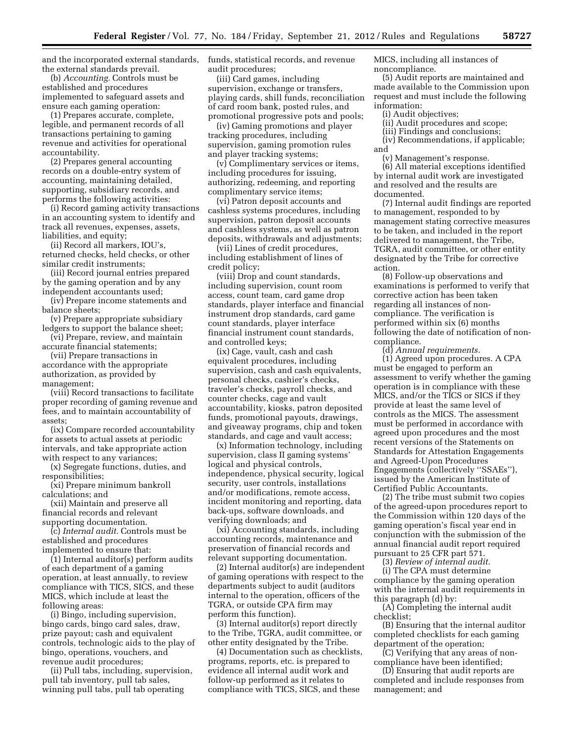and the incorporated external standards, the external standards prevail.

(b) *Accounting.* Controls must be established and procedures implemented to safeguard assets and ensure each gaming operation:

(1) Prepares accurate, complete, legible, and permanent records of all transactions pertaining to gaming revenue and activities for operational accountability.

(2) Prepares general accounting records on a double-entry system of accounting, maintaining detailed, supporting, subsidiary records, and performs the following activities:

(i) Record gaming activity transactions in an accounting system to identify and track all revenues, expenses, assets, liabilities, and equity;

(ii) Record all markers, IOU's, returned checks, held checks, or other similar credit instruments;

(iii) Record journal entries prepared by the gaming operation and by any independent accountants used;

(iv) Prepare income statements and balance sheets;

(v) Prepare appropriate subsidiary ledgers to support the balance sheet;

(vi) Prepare, review, and maintain accurate financial statements;

(vii) Prepare transactions in accordance with the appropriate authorization, as provided by management;

(viii) Record transactions to facilitate proper recording of gaming revenue and fees, and to maintain accountability of assets;

(ix) Compare recorded accountability for assets to actual assets at periodic intervals, and take appropriate action with respect to any variances;

(x) Segregate functions, duties, and responsibilities;

(xi) Prepare minimum bankroll calculations; and

(xii) Maintain and preserve all financial records and relevant supporting documentation.

(c) *Internal audit.* Controls must be established and procedures implemented to ensure that:

(1) Internal auditor(s) perform audits of each department of a gaming operation, at least annually, to review compliance with TICS, SICS, and these MICS, which include at least the following areas:

(i) Bingo, including supervision, bingo cards, bingo card sales, draw, prize payout; cash and equivalent controls, technologic aids to the play of bingo, operations, vouchers, and revenue audit procedures;

(ii) Pull tabs, including, supervision, pull tab inventory, pull tab sales, winning pull tabs, pull tab operating funds, statistical records, and revenue audit procedures;

(iii) Card games, including supervision, exchange or transfers, playing cards, shill funds, reconciliation of card room bank, posted rules, and promotional progressive pots and pools;

(iv) Gaming promotions and player tracking procedures, including supervision, gaming promotion rules and player tracking systems;

(v) Complimentary services or items, including procedures for issuing, authorizing, redeeming, and reporting complimentary service items;

(vi) Patron deposit accounts and cashless systems procedures, including supervision, patron deposit accounts and cashless systems, as well as patron deposits, withdrawals and adjustments;

(vii) Lines of credit procedures, including establishment of lines of credit policy;

(viii) Drop and count standards, including supervision, count room access, count team, card game drop standards, player interface and financial instrument drop standards, card game count standards, player interface financial instrument count standards, and controlled keys;

(ix) Cage, vault, cash and cash equivalent procedures, including supervision, cash and cash equivalents, personal checks, cashier's checks, traveler's checks, payroll checks, and counter checks, cage and vault accountability, kiosks, patron deposited funds, promotional payouts, drawings, and giveaway programs, chip and token standards, and cage and vault access;

(x) Information technology, including supervision, class II gaming systems' logical and physical controls, independence, physical security, logical security, user controls, installations and/or modifications, remote access, incident monitoring and reporting, data back-ups, software downloads, and verifying downloads; and

(xi) Accounting standards, including accounting records, maintenance and preservation of financial records and relevant supporting documentation.

(2) Internal auditor(s) are independent of gaming operations with respect to the departments subject to audit (auditors internal to the operation, officers of the TGRA, or outside CPA firm may perform this function).

(3) Internal auditor(s) report directly to the Tribe, TGRA, audit committee, or other entity designated by the Tribe.

(4) Documentation such as checklists, programs, reports, etc. is prepared to evidence all internal audit work and follow-up performed as it relates to compliance with TICS, SICS, and these MICS, including all instances of noncompliance.

(5) Audit reports are maintained and made available to the Commission upon request and must include the following information:

(i) Audit objectives;

(ii) Audit procedures and scope;

(iii) Findings and conclusions;

(iv) Recommendations, if applicable; and

(v) Management's response.

(6) All material exceptions identified by internal audit work are investigated and resolved and the results are documented.

(7) Internal audit findings are reported to management, responded to by management stating corrective measures to be taken, and included in the report delivered to management, the Tribe, TGRA, audit committee, or other entity designated by the Tribe for corrective action.

(8) Follow-up observations and examinations is performed to verify that corrective action has been taken regarding all instances of non-compliance. The verification is performed within six (6) months following the date of notification of non-compliance.

(d) *Annual requirements.*

(1) Agreed upon procedures. A CPA must be engaged to perform an assessment to verify whether the gaming operation is in compliance with these MICS, and/or the TICS or SICS if they provide at least the same level of controls as the MICS. The assessment must be performed in accordance with agreed upon procedures and the most recent versions of the Statements on Standards for Attestation Engagements and Agreed-Upon Procedures Engagements (collectively "SSAEs"), issued by the American Institute of Certified Public Accountants.

(2) The tribe must submit two copies of the agreed-upon procedures report to the Commission within 120 days of the gaming operation's fiscal year end in conjunction with the submission of the annual financial audit report required pursuant to 25 CFR part 571.

(3) *Review of internal audit.*

(i) The CPA must determine compliance by the gaming operation with the internal audit requirements in this paragraph (d) by:

(A) Completing the internal audit checklist;

(B) Ensuring that the internal auditor completed checklists for each gaming department of the operation;

(C) Verifying that any areas of non-compliance have been identified;

(D) Ensuring that audit reports are completed and include responses from management; and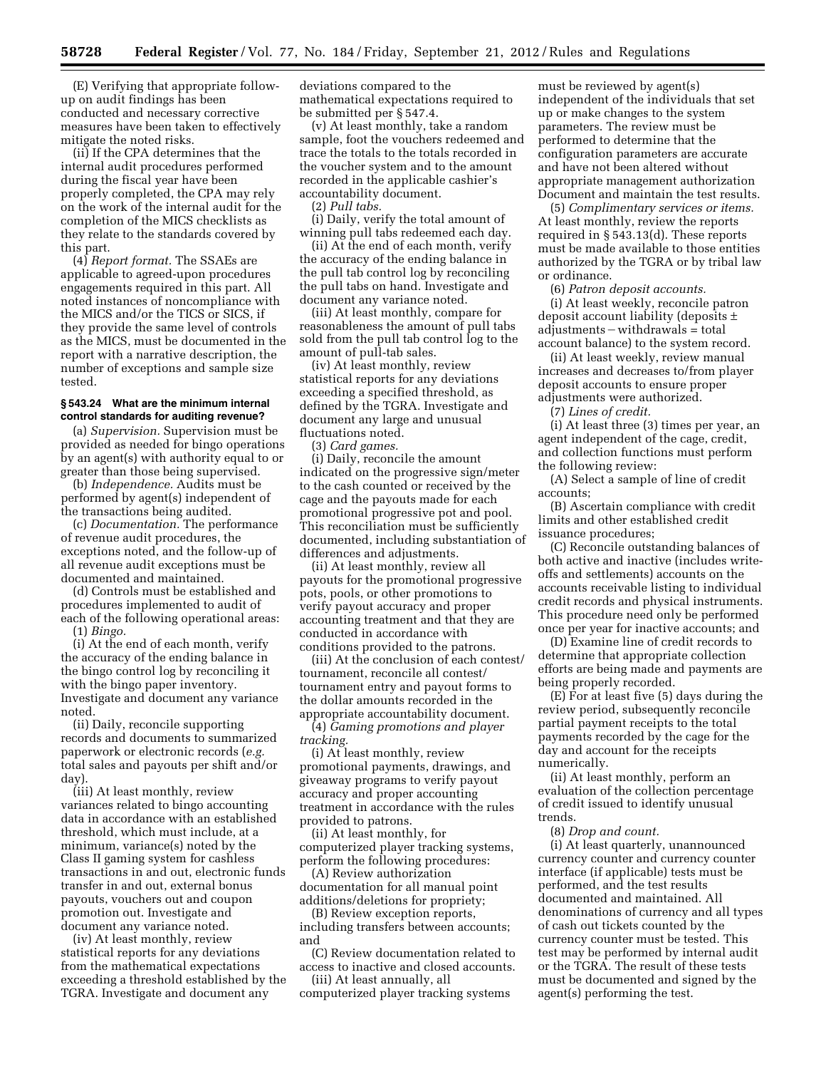(E) Verifying that appropriate follow-up on audit findings has been conducted and necessary corrective measures have been taken to effectively mitigate the noted risks.

(ii) If the CPA determines that the internal audit procedures performed during the fiscal year have been properly completed, the CPA may rely on the work of the internal audit for the completion of the MICS checklists as they relate to the standards covered by this part.

(4) *Report format.* The SSAEs are applicable to agreed-upon procedures engagements required in this part. All noted instances of noncompliance with the MICS and/or the TICS or SICS, if they provide the same level of controls as the MICS, must be documented in the report with a narrative description, the number of exceptions and sample size tested.

### § 543.24 What are the minimum internal control standards for auditing revenue?

(a) *Supervision.* Supervision must be provided as needed for bingo operations by an agent(s) with authority equal to or greater than those being supervised.

(b) *Independence.* Audits must be performed by agent(s) independent of the transactions being audited.

(c) *Documentation.* The performance of revenue audit procedures, the exceptions noted, and the follow-up of all revenue audit exceptions must be documented and maintained.

(d) Controls must be established and procedures implemented to audit of each of the following operational areas:

(1) *Bingo.*

(i) At the end of each month, verify the accuracy of the ending balance in the bingo control log by reconciling it with the bingo paper inventory. Investigate and document any variance noted.

(ii) Daily, reconcile supporting records and documents to summarized paperwork or electronic records (*e.g.* total sales and payouts per shift and/or day).

(iii) At least monthly, review variances related to bingo accounting data in accordance with an established threshold, which must include, at a minimum, variance(s) noted by the Class II gaming system for cashless transactions in and out, electronic funds transfer in and out, external bonus payouts, vouchers out and coupon promotion out. Investigate and document any variance noted.

(iv) At least monthly, review statistical reports for any deviations from the mathematical expectations exceeding a threshold established by the TGRA. Investigate and document any deviations compared to the mathematical expectations required to be submitted per § 547.4.

(v) At least monthly, take a random sample, foot the vouchers redeemed and trace the totals to the totals recorded in the voucher system and to the amount recorded in the applicable cashier's accountability document.

(2) *Pull tabs.*

(i) Daily, verify the total amount of winning pull tabs redeemed each day.

(ii) At the end of each month, verify the accuracy of the ending balance in the pull tab control log by reconciling the pull tabs on hand. Investigate and document any variance noted.

(iii) At least monthly, compare for reasonableness the amount of pull tabs sold from the pull tab control log to the amount of pull-tab sales.

(iv) At least monthly, review statistical reports for any deviations exceeding a specified threshold, as defined by the TGRA. Investigate and document any large and unusual fluctuations noted.

(3) *Card games.*

(i) Daily, reconcile the amount indicated on the progressive sign/meter to the cash counted or received by the cage and the payouts made for each promotional progressive pot and pool. This reconciliation must be sufficiently documented, including substantiation of differences and adjustments.

(ii) At least monthly, review all payouts for the promotional progressive pots, pools, or other promotions to verify payout accuracy and proper accounting treatment and that they are conducted in accordance with conditions provided to the patrons.

(iii) At the conclusion of each contest/tournament, reconcile all contest/tournament entry and payout forms to the dollar amounts recorded in the appropriate accountability document.

(4) *Gaming promotions and player tracking.*

(i) At least monthly, review promotional payments, drawings, and giveaway programs to verify payout accuracy and proper accounting treatment in accordance with the rules provided to patrons.

(ii) At least monthly, for computerized player tracking systems, perform the following procedures:

(A) Review authorization documentation for all manual point additions/deletions for propriety;

(B) Review exception reports, including transfers between accounts; and

(C) Review documentation related to access to inactive and closed accounts.

(iii) At least annually, all computerized player tracking systems must be reviewed by agent(s) independent of the individuals that set up or make changes to the system parameters. The review must be performed to determine that the configuration parameters are accurate and have not been altered without appropriate management authorization Document and maintain the test results.

(5) *Complimentary services or items.* At least monthly, review the reports required in § 543.13(d). These reports must be made available to those entities authorized by the TGRA or by tribal law or ordinance.

(6) *Patron deposit accounts.*

(i) At least weekly, reconcile patron deposit account liability (deposits ± adjustments − withdrawals = total account balance) to the system record.

(ii) At least weekly, review manual increases and decreases to/from player deposit accounts to ensure proper adjustments were authorized.

(7) *Lines of credit.*

(i) At least three (3) times per year, an agent independent of the cage, credit, and collection functions must perform the following review:

(A) Select a sample of line of credit accounts;

(B) Ascertain compliance with credit limits and other established credit issuance procedures;

(C) Reconcile outstanding balances of both active and inactive (includes write-offs and settlements) accounts on the accounts receivable listing to individual credit records and physical instruments. This procedure need only be performed once per year for inactive accounts; and

(D) Examine line of credit records to determine that appropriate collection efforts are being made and payments are being properly recorded.

(E) For at least five (5) days during the review period, subsequently reconcile partial payment receipts to the total payments recorded by the cage for the day and account for the receipts numerically.

(ii) At least monthly, perform an evaluation of the collection percentage of credit issued to identify unusual trends.

(8) *Drop and count.*

(i) At least quarterly, unannounced currency counter and currency counter interface (if applicable) tests must be performed, and the test results documented and maintained. All denominations of currency and all types of cash out tickets counted by the currency counter must be tested. This test may be performed by internal audit or the TGRA. The result of these tests must be documented and signed by the agent(s) performing the test.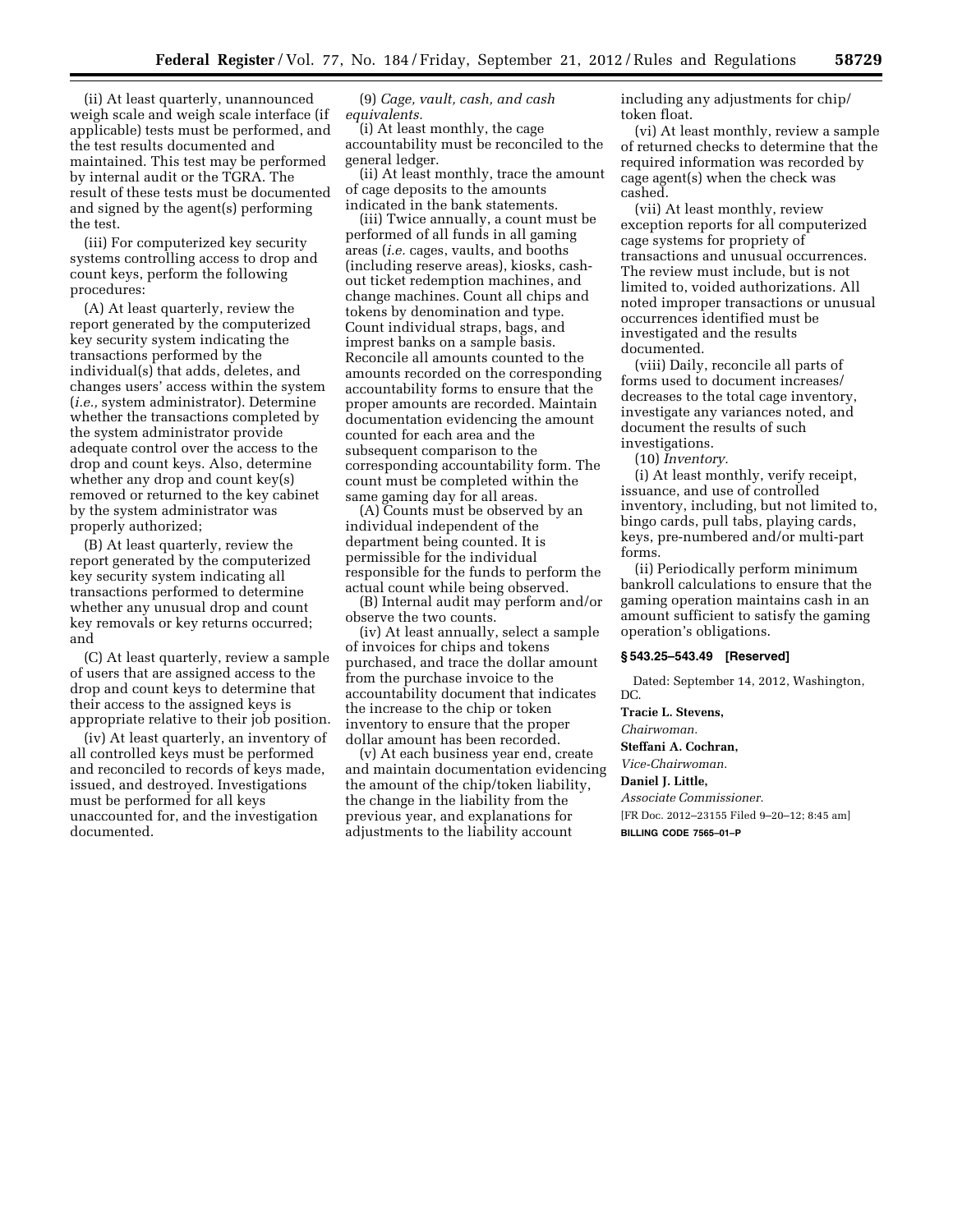(ii) At least quarterly, unannounced weigh scale and weigh scale interface (if applicable) tests must be performed, and the test results documented and maintained. This test may be performed by internal audit or the TGRA. The result of these tests must be documented and signed by the agent(s) performing the test.

(iii) For computerized key security systems controlling access to drop and count keys, perform the following procedures:

(A) At least quarterly, review the report generated by the computerized key security system indicating the transactions performed by the individual(s) that adds, deletes, and changes users' access within the system (*i.e.,* system administrator). Determine whether the transactions completed by the system administrator provide adequate control over the access to the drop and count keys. Also, determine whether any drop and count key(s) removed or returned to the key cabinet by the system administrator was properly authorized;

(B) At least quarterly, review the report generated by the computerized key security system indicating all transactions performed to determine whether any unusual drop and count key removals or key returns occurred; and

(C) At least quarterly, review a sample of users that are assigned access to the drop and count keys to determine that their access to the assigned keys is appropriate relative to their job position.

(iv) At least quarterly, an inventory of all controlled keys must be performed and reconciled to records of keys made, issued, and destroyed. Investigations must be performed for all keys unaccounted for, and the investigation documented.

(9) *Cage, vault, cash, and cash equivalents.*

(i) At least monthly, the cage accountability must be reconciled to the general ledger.

(ii) At least monthly, trace the amount of cage deposits to the amounts indicated in the bank statements.

(iii) Twice annually, a count must be performed of all funds in all gaming areas (*i.e.* cages, vaults, and booths (including reserve areas), kiosks, cash-out ticket redemption machines, and change machines. Count all chips and tokens by denomination and type. Count individual straps, bags, and imprest banks on a sample basis. Reconcile all amounts counted to the amounts recorded on the corresponding accountability forms to ensure that the proper amounts are recorded. Maintain documentation evidencing the amount counted for each area and the subsequent comparison to the corresponding accountability form. The count must be completed within the same gaming day for all areas.

(A) Counts must be observed by an individual independent of the department being counted. It is permissible for the individual responsible for the funds to perform the actual count while being observed.

(B) Internal audit may perform and/or observe the two counts.

(iv) At least annually, select a sample of invoices for chips and tokens purchased, and trace the dollar amount from the purchase invoice to the accountability document that indicates the increase to the chip or token inventory to ensure that the proper dollar amount has been recorded.

(v) At each business year end, create and maintain documentation evidencing the amount of the chip/token liability, the change in the liability from the previous year, and explanations for adjustments to the liability account including any adjustments for chip/token float.

(vi) At least monthly, review a sample of returned checks to determine that the required information was recorded by cage agent(s) when the check was cashed.

(vii) At least monthly, review exception reports for all computerized cage systems for propriety of transactions and unusual occurrences. The review must include, but is not limited to, voided authorizations. All noted improper transactions or unusual occurrences identified must be investigated and the results documented.

(viii) Daily, reconcile all parts of forms used to document increases/decreases to the total cage inventory, investigate any variances noted, and document the results of such investigations.

(10) *Inventory.*

(i) At least monthly, verify receipt, issuance, and use of controlled inventory, including, but not limited to, bingo cards, pull tabs, playing cards, keys, pre-numbered and/or multi-part forms.

(ii) Periodically perform minimum bankroll calculations to ensure that the gaming operation maintains cash in an amount sufficient to satisfy the gaming operation's obligations.

### § 543.25–543.49 [Reserved]

Dated: September 14, 2012, Washington, DC.

**Tracie L. Stevens,**

*Chairwoman.*

**Steffani A. Cochran,**

*Vice-Chairwoman.*

**Daniel J. Little,**

*Associate Commissioner.*

[FR Doc. 2012–23155 Filed 9–20–12; 8:45 am]

**BILLING CODE 7565–01–P**